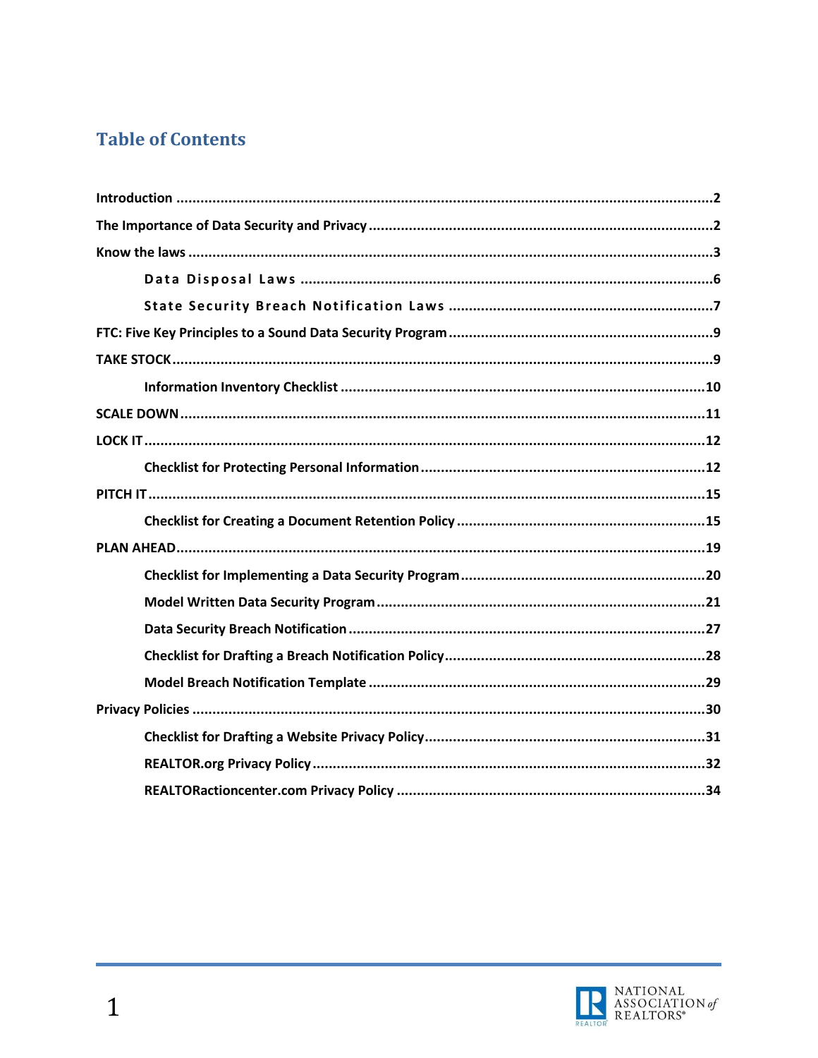# Table of Contents

- **Introduction** ..... 2
- **The Importance of Data Security and Privacy** ..... 2
- **Know the laws** ..... 3
  - **Data Disposal Laws** ..... 6
  - **State Security Breach Notification Laws** ..... 7
- **FTC: Five Key Principles to a Sound Data Security Program** ..... 9
- **TAKE STOCK** ..... 9
  - **Information Inventory Checklist** ..... 10
- **SCALE DOWN** ..... 11
- **LOCK IT** ..... 12
  - **Checklist for Protecting Personal Information** ..... 12
- **PITCH IT** ..... 15
  - **Checklist for Creating a Document Retention Policy** ..... 15
- **PLAN AHEAD** ..... 19
  - **Checklist for Implementing a Data Security Program** ..... 20
  - **Model Written Data Security Program** ..... 21
  - **Data Security Breach Notification** ..... 27
  - **Checklist for Drafting a Breach Notification Policy** ..... 28
  - **Model Breach Notification Template** ..... 29
- **Privacy Policies** ..... 30
  - **Checklist for Drafting a Website Privacy Policy** ..... 31
  - **REALTOR.org Privacy Policy** ..... 32
  - **REALTORactioncenter.com Privacy Policy** ..... 34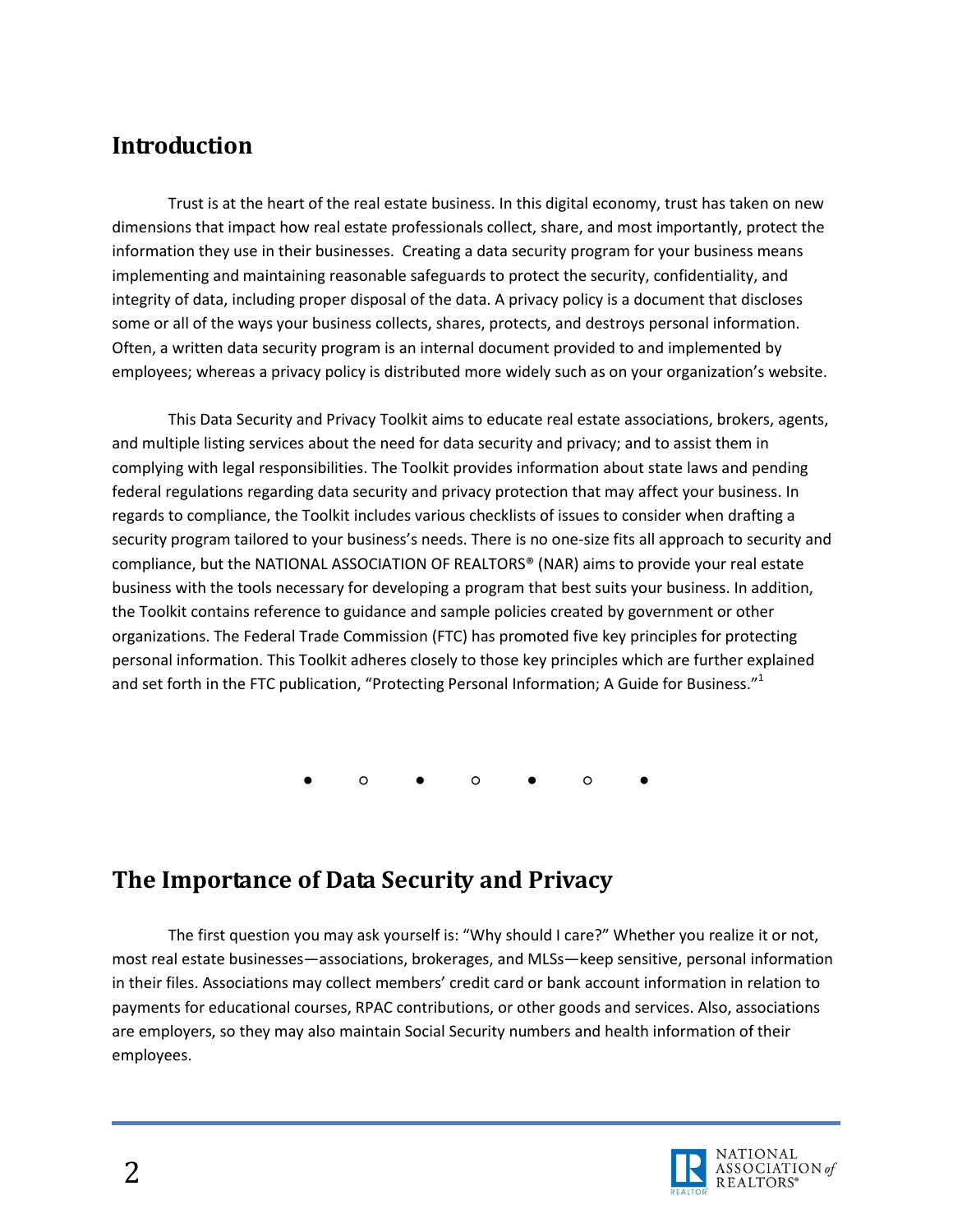## Introduction

Trust is at the heart of the real estate business. In this digital economy, trust has taken on new dimensions that impact how real estate professionals collect, share, and most importantly, protect the information they use in their businesses. Creating a data security program for your business means implementing and maintaining reasonable safeguards to protect the security, confidentiality, and integrity of data, including proper disposal of the data. A privacy policy is a document that discloses some or all of the ways your business collects, shares, protects, and destroys personal information. Often, a written data security program is an internal document provided to and implemented by employees; whereas a privacy policy is distributed more widely such as on your organization's website.

This Data Security and Privacy Toolkit aims to educate real estate associations, brokers, agents, and multiple listing services about the need for data security and privacy; and to assist them in complying with legal responsibilities. The Toolkit provides information about state laws and pending federal regulations regarding data security and privacy protection that may affect your business. In regards to compliance, the Toolkit includes various checklists of issues to consider when drafting a security program tailored to your business's needs. There is no one-size fits all approach to security and compliance, but the NATIONAL ASSOCIATION OF REALTORS® (NAR) aims to provide your real estate business with the tools necessary for developing a program that best suits your business. In addition, the Toolkit contains reference to guidance and sample policies created by government or other organizations. The Federal Trade Commission (FTC) has promoted five key principles for protecting personal information. This Toolkit adheres closely to those key principles which are further explained and set forth in the FTC publication, "Protecting Personal Information; A Guide for Business."[1]

● ○ ● ○ ● ○ ●

## The Importance of Data Security and Privacy

The first question you may ask yourself is: "Why should I care?" Whether you realize it or not, most real estate businesses—associations, brokerages, and MLSs—keep sensitive, personal information in their files. Associations may collect members' credit card or bank account information in relation to payments for educational courses, RPAC contributions, or other goods and services. Also, associations are employers, so they may also maintain Social Security numbers and health information of their employees.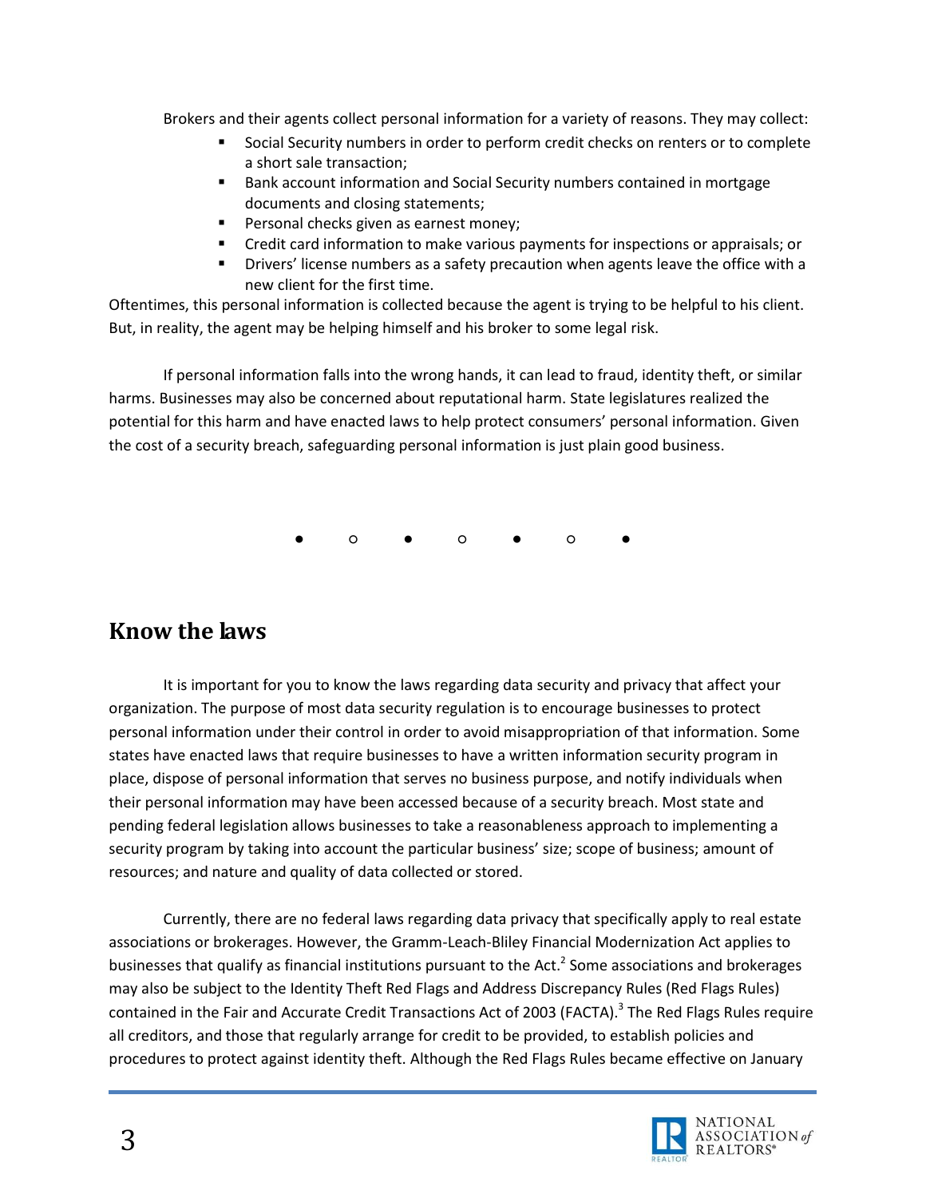Brokers and their agents collect personal information for a variety of reasons. They may collect:

- Social Security numbers in order to perform credit checks on renters or to complete a short sale transaction;
- Bank account information and Social Security numbers contained in mortgage documents and closing statements;
- Personal checks given as earnest money;
- Credit card information to make various payments for inspections or appraisals; or
- Drivers' license numbers as a safety precaution when agents leave the office with a new client for the first time.

Oftentimes, this personal information is collected because the agent is trying to be helpful to his client. But, in reality, the agent may be helping himself and his broker to some legal risk.

If personal information falls into the wrong hands, it can lead to fraud, identity theft, or similar harms. Businesses may also be concerned about reputational harm. State legislatures realized the potential for this harm and have enacted laws to help protect consumers' personal information. Given the cost of a security breach, safeguarding personal information is just plain good business.

● ○ ● ○ ● ○ ●

## Know the laws

It is important for you to know the laws regarding data security and privacy that affect your organization. The purpose of most data security regulation is to encourage businesses to protect personal information under their control in order to avoid misappropriation of that information. Some states have enacted laws that require businesses to have a written information security program in place, dispose of personal information that serves no business purpose, and notify individuals when their personal information may have been accessed because of a security breach. Most state and pending federal legislation allows businesses to take a reasonableness approach to implementing a security program by taking into account the particular business' size; scope of business; amount of resources; and nature and quality of data collected or stored.

Currently, there are no federal laws regarding data privacy that specifically apply to real estate associations or brokerages. However, the Gramm-Leach-Bliley Financial Modernization Act applies to businesses that qualify as financial institutions pursuant to the Act.[2] Some associations and brokerages may also be subject to the Identity Theft Red Flags and Address Discrepancy Rules (Red Flags Rules) contained in the Fair and Accurate Credit Transactions Act of 2003 (FACTA).[3] The Red Flags Rules require all creditors, and those that regularly arrange for credit to be provided, to establish policies and procedures to protect against identity theft. Although the Red Flags Rules became effective on January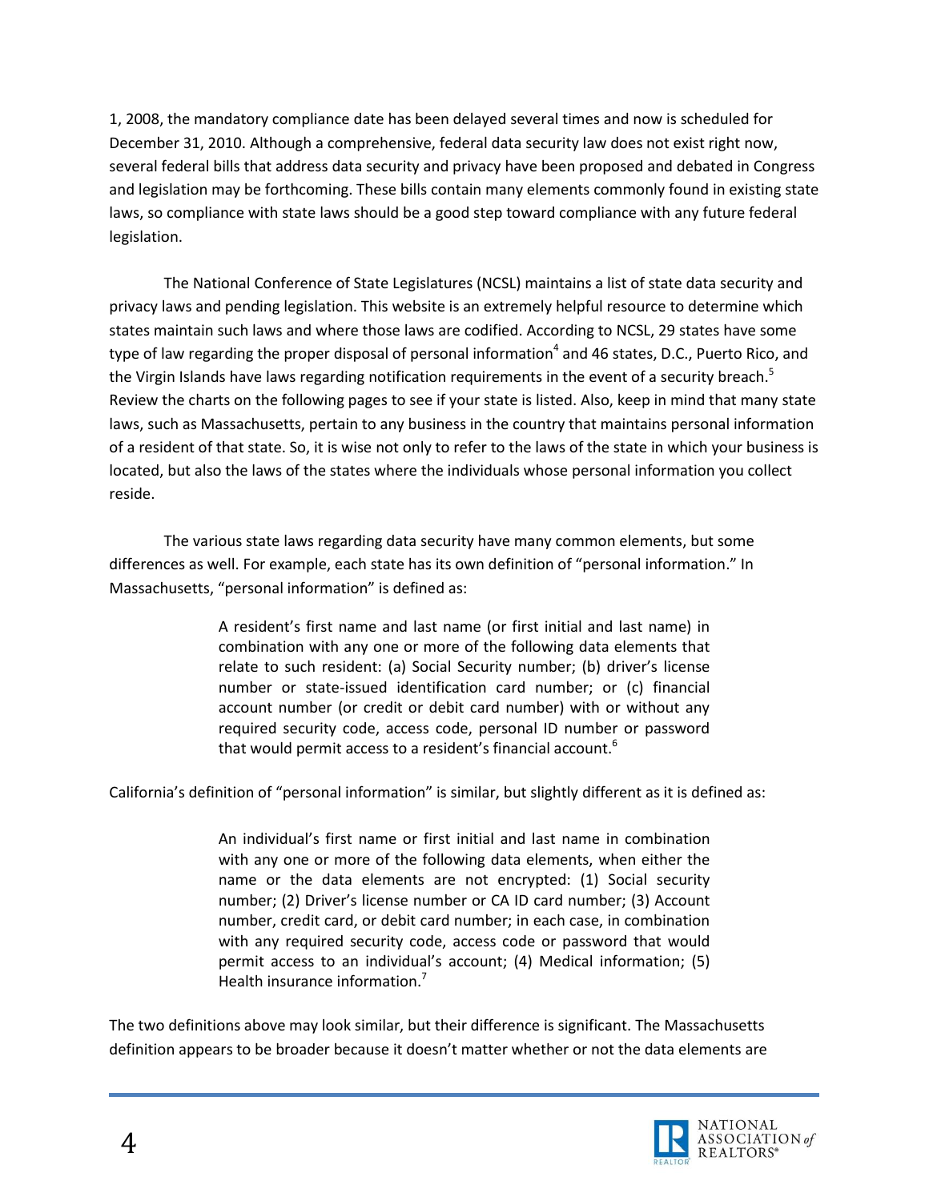1, 2008, the mandatory compliance date has been delayed several times and now is scheduled for December 31, 2010. Although a comprehensive, federal data security law does not exist right now, several federal bills that address data security and privacy have been proposed and debated in Congress and legislation may be forthcoming. These bills contain many elements commonly found in existing state laws, so compliance with state laws should be a good step toward compliance with any future federal legislation.

The National Conference of State Legislatures (NCSL) maintains a list of state data security and privacy laws and pending legislation. This website is an extremely helpful resource to determine which states maintain such laws and where those laws are codified. According to NCSL, 29 states have some type of law regarding the proper disposal of personal information[4] and 46 states, D.C., Puerto Rico, and the Virgin Islands have laws regarding notification requirements in the event of a security breach.[5] Review the charts on the following pages to see if your state is listed. Also, keep in mind that many state laws, such as Massachusetts, pertain to any business in the country that maintains personal information of a resident of that state. So, it is wise not only to refer to the laws of the state in which your business is located, but also the laws of the states where the individuals whose personal information you collect reside.

The various state laws regarding data security have many common elements, but some differences as well. For example, each state has its own definition of "personal information." In Massachusetts, "personal information" is defined as:

> A resident's first name and last name (or first initial and last name) in combination with any one or more of the following data elements that relate to such resident: (a) Social Security number; (b) driver's license number or state-issued identification card number; or (c) financial account number (or credit or debit card number) with or without any required security code, access code, personal ID number or password that would permit access to a resident's financial account.[6]

California's definition of "personal information" is similar, but slightly different as it is defined as:

> An individual's first name or first initial and last name in combination with any one or more of the following data elements, when either the name or the data elements are not encrypted: (1) Social security number; (2) Driver's license number or CA ID card number; (3) Account number, credit card, or debit card number; in each case, in combination with any required security code, access code or password that would permit access to an individual's account; (4) Medical information; (5) Health insurance information.[7]

The two definitions above may look similar, but their difference is significant. The Massachusetts definition appears to be broader because it doesn't matter whether or not the data elements are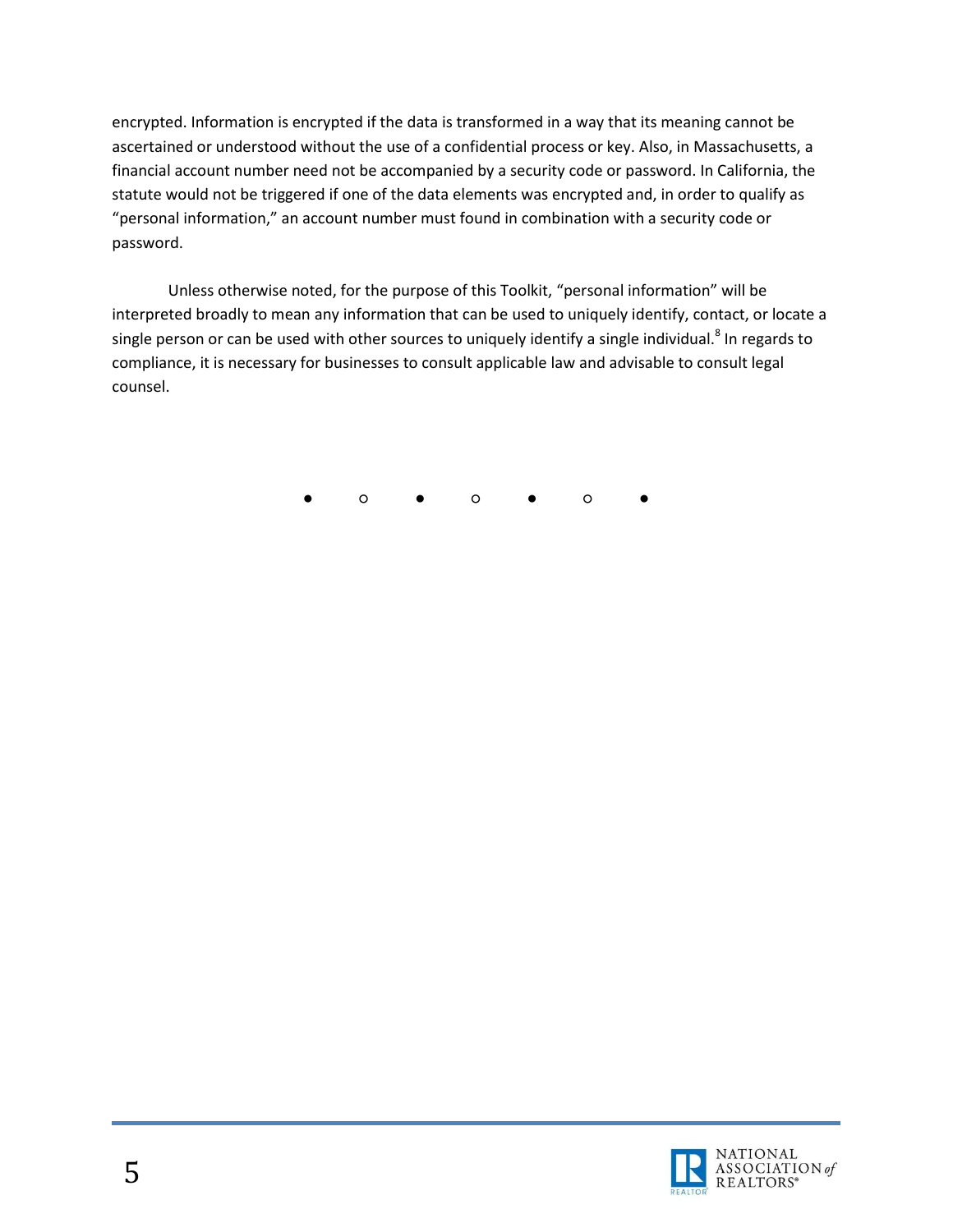encrypted. Information is encrypted if the data is transformed in a way that its meaning cannot be ascertained or understood without the use of a confidential process or key. Also, in Massachusetts, a financial account number need not be accompanied by a security code or password. In California, the statute would not be triggered if one of the data elements was encrypted and, in order to qualify as "personal information," an account number must found in combination with a security code or password.

Unless otherwise noted, for the purpose of this Toolkit, "personal information" will be interpreted broadly to mean any information that can be used to uniquely identify, contact, or locate a single person or can be used with other sources to uniquely identify a single individual.[8] In regards to compliance, it is necessary for businesses to consult applicable law and advisable to consult legal counsel.

● ○ ● ○ ● ○ ●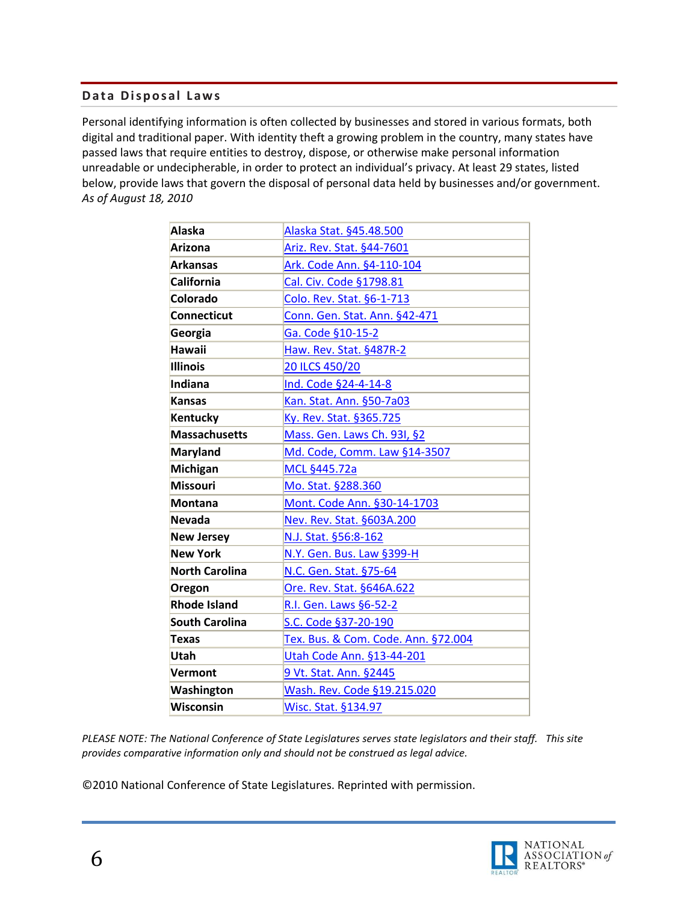## Data Disposal Laws

Personal identifying information is often collected by businesses and stored in various formats, both digital and traditional paper. With identity theft a growing problem in the country, many states have passed laws that require entities to destroy, dispose, or otherwise make personal information unreadable or undecipherable, in order to protect an individual's privacy. At least 29 states, listed below, provide laws that govern the disposal of personal data held by businesses and/or government. *As of August 18, 2010*

| | |
|---|---|
| **Alaska** | Alaska Stat. §45.48.500 |
| **Arizona** | Ariz. Rev. Stat. §44-7601 |
| **Arkansas** | Ark. Code Ann. §4-110-104 |
| **California** | Cal. Civ. Code §1798.81 |
| **Colorado** | Colo. Rev. Stat. §6-1-713 |
| **Connecticut** | Conn. Gen. Stat. Ann. §42-471 |
| **Georgia** | Ga. Code §10-15-2 |
| **Hawaii** | Haw. Rev. Stat. §487R-2 |
| **Illinois** | 20 ILCS 450/20 |
| **Indiana** | Ind. Code §24-4-14-8 |
| **Kansas** | Kan. Stat. Ann. §50-7a03 |
| **Kentucky** | Ky. Rev. Stat. §365.725 |
| **Massachusetts** | Mass. Gen. Laws Ch. 93I, §2 |
| **Maryland** | Md. Code, Comm. Law §14-3507 |
| **Michigan** | MCL §445.72a |
| **Missouri** | Mo. Stat. §288.360 |
| **Montana** | Mont. Code Ann. §30-14-1703 |
| **Nevada** | Nev. Rev. Stat. §603A.200 |
| **New Jersey** | N.J. Stat. §56:8-162 |
| **New York** | N.Y. Gen. Bus. Law §399-H |
| **North Carolina** | N.C. Gen. Stat. §75-64 |
| **Oregon** | Ore. Rev. Stat. §646A.622 |
| **Rhode Island** | R.I. Gen. Laws §6-52-2 |
| **South Carolina** | S.C. Code §37-20-190 |
| **Texas** | Tex. Bus. & Com. Code. Ann. §72.004 |
| **Utah** | Utah Code Ann. §13-44-201 |
| **Vermont** | 9 Vt. Stat. Ann. §2445 |
| **Washington** | Wash. Rev. Code §19.215.020 |
| **Wisconsin** | Wisc. Stat. §134.97 |

*PLEASE NOTE: The National Conference of State Legislatures serves state legislators and their staff. This site provides comparative information only and should not be construed as legal advice.*

©2010 National Conference of State Legislatures. Reprinted with permission.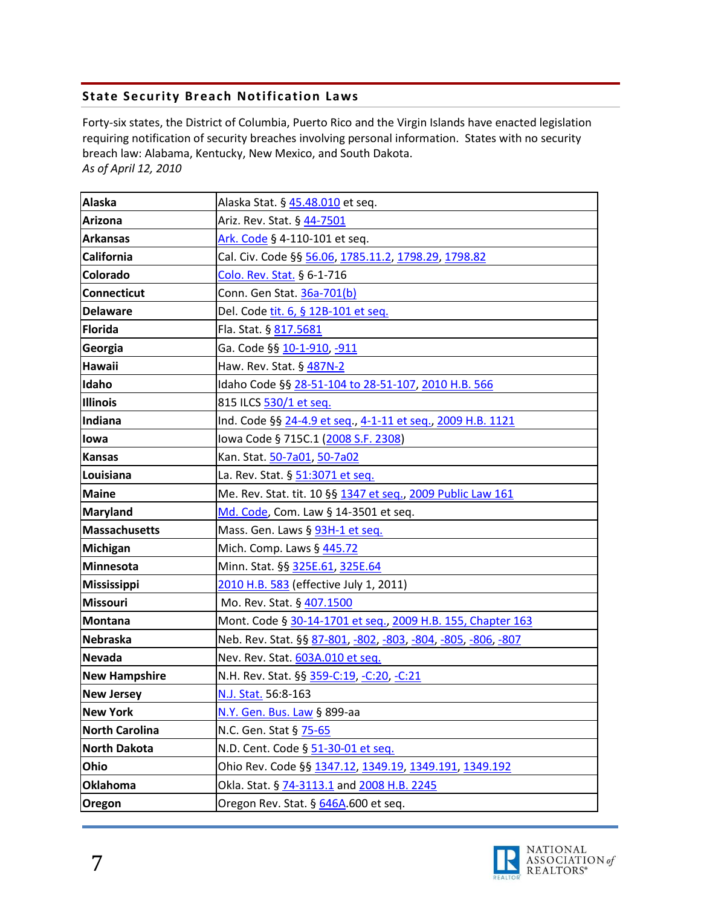## State Security Breach Notification Laws

Forty-six states, the District of Columbia, Puerto Rico and the Virgin Islands have enacted legislation requiring notification of security breaches involving personal information. States with no security breach law: Alabama, Kentucky, New Mexico, and South Dakota.
*As of April 12, 2010*

| | |
|---|---|
| **Alaska** | Alaska Stat. § 45.48.010 et seq. |
| **Arizona** | Ariz. Rev. Stat. § 44-7501 |
| **Arkansas** | Ark. Code § 4-110-101 et seq. |
| **California** | Cal. Civ. Code §§ 56.06, 1785.11.2, 1798.29, 1798.82 |
| **Colorado** | Colo. Rev. Stat. § 6-1-716 |
| **Connecticut** | Conn. Gen Stat. 36a-701(b) |
| **Delaware** | Del. Code tit. 6, § 12B-101 et seq. |
| **Florida** | Fla. Stat. § 817.5681 |
| **Georgia** | Ga. Code §§ 10-1-910, -911 |
| **Hawaii** | Haw. Rev. Stat. § 487N-2 |
| **Idaho** | Idaho Code §§ 28-51-104 to 28-51-107, 2010 H.B. 566 |
| **Illinois** | 815 ILCS 530/1 et seq. |
| **Indiana** | Ind. Code §§ 24-4.9 et seq., 4-1-11 et seq., 2009 H.B. 1121 |
| **Iowa** | Iowa Code § 715C.1 (2008 S.F. 2308) |
| **Kansas** | Kan. Stat. 50-7a01, 50-7a02 |
| **Louisiana** | La. Rev. Stat. § 51:3071 et seq. |
| **Maine** | Me. Rev. Stat. tit. 10 §§ 1347 et seq., 2009 Public Law 161 |
| **Maryland** | Md. Code, Com. Law § 14-3501 et seq. |
| **Massachusetts** | Mass. Gen. Laws § 93H-1 et seq. |
| **Michigan** | Mich. Comp. Laws § 445.72 |
| **Minnesota** | Minn. Stat. §§ 325E.61, 325E.64 |
| **Mississippi** | 2010 H.B. 583 (effective July 1, 2011) |
| **Missouri** | Mo. Rev. Stat. § 407.1500 |
| **Montana** | Mont. Code § 30-14-1701 et seq., 2009 H.B. 155, Chapter 163 |
| **Nebraska** | Neb. Rev. Stat. §§ 87-801, -802, -803, -804, -805, -806, -807 |
| **Nevada** | Nev. Rev. Stat. 603A.010 et seq. |
| **New Hampshire** | N.H. Rev. Stat. §§ 359-C:19, -C:20, -C:21 |
| **New Jersey** | N.J. Stat. 56:8-163 |
| **New York** | N.Y. Gen. Bus. Law § 899-aa |
| **North Carolina** | N.C. Gen. Stat § 75-65 |
| **North Dakota** | N.D. Cent. Code § 51-30-01 et seq. |
| **Ohio** | Ohio Rev. Code §§ 1347.12, 1349.19, 1349.191, 1349.192 |
| **Oklahoma** | Okla. Stat. § 74-3113.1 and 2008 H.B. 2245 |
| **Oregon** | Oregon Rev. Stat. § 646A.600 et seq. |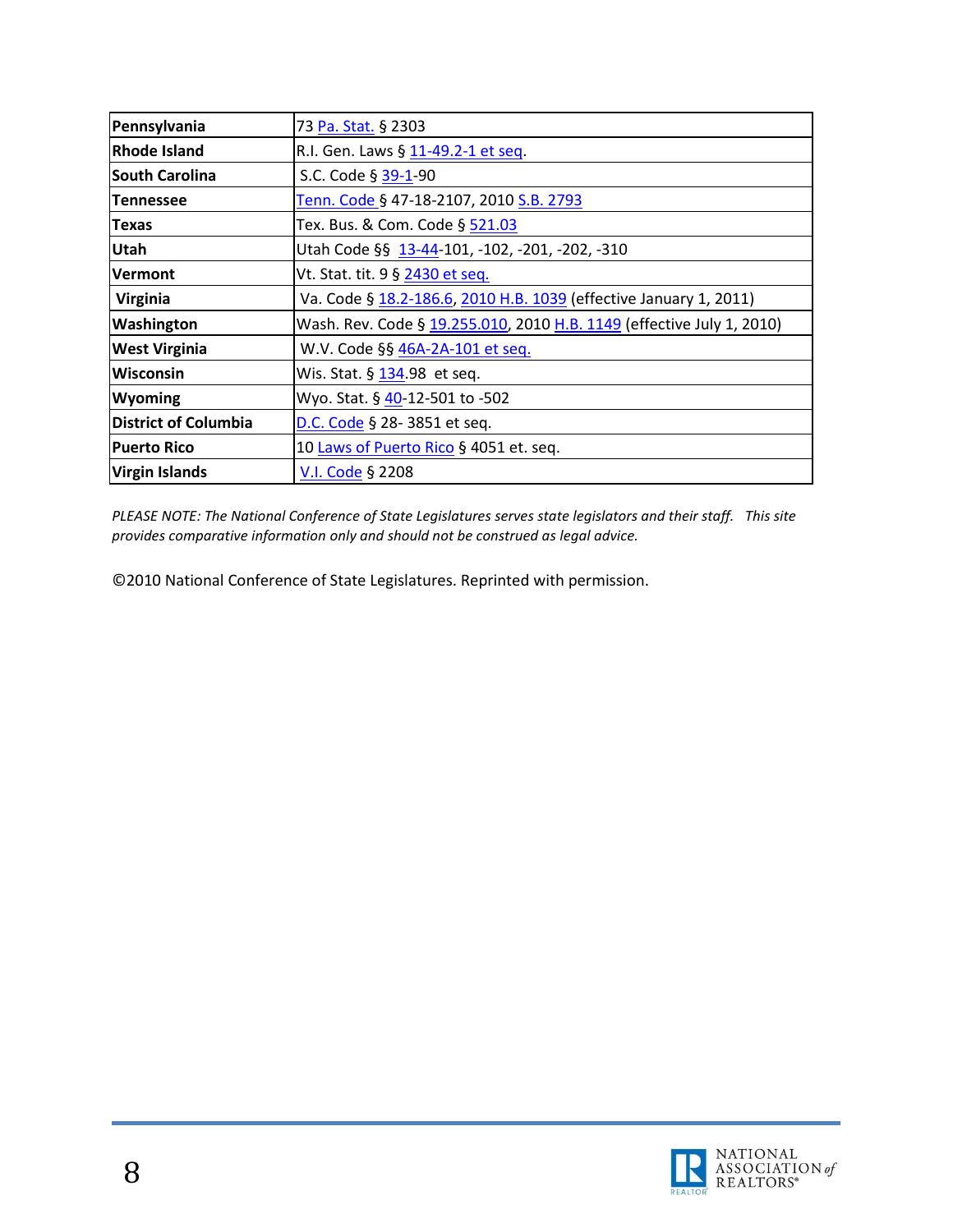| | |
|---|---|
| **Pennsylvania** | 73 Pa. Stat. § 2303 |
| **Rhode Island** | R.I. Gen. Laws § 11-49.2-1 et seq. |
| **South Carolina** | S.C. Code § 39-1-90 |
| **Tennessee** | Tenn. Code § 47-18-2107, 2010 S.B. 2793 |
| **Texas** | Tex. Bus. & Com. Code § 521.03 |
| **Utah** | Utah Code §§ 13-44-101, -102, -201, -202, -310 |
| **Vermont** | Vt. Stat. tit. 9 § 2430 et seq. |
| **Virginia** | Va. Code § 18.2-186.6, 2010 H.B. 1039 (effective January 1, 2011) |
| **Washington** | Wash. Rev. Code § 19.255.010, 2010 H.B. 1149 (effective July 1, 2010) |
| **West Virginia** | W.V. Code §§ 46A-2A-101 et seq. |
| **Wisconsin** | Wis. Stat. § 134.98 et seq. |
| **Wyoming** | Wyo. Stat. § 40-12-501 to -502 |
| **District of Columbia** | D.C. Code § 28- 3851 et seq. |
| **Puerto Rico** | 10 Laws of Puerto Rico § 4051 et. seq. |
| **Virgin Islands** | V.I. Code § 2208 |

*PLEASE NOTE: The National Conference of State Legislatures serves state legislators and their staff. This site provides comparative information only and should not be construed as legal advice.*

©2010 National Conference of State Legislatures. Reprinted with permission.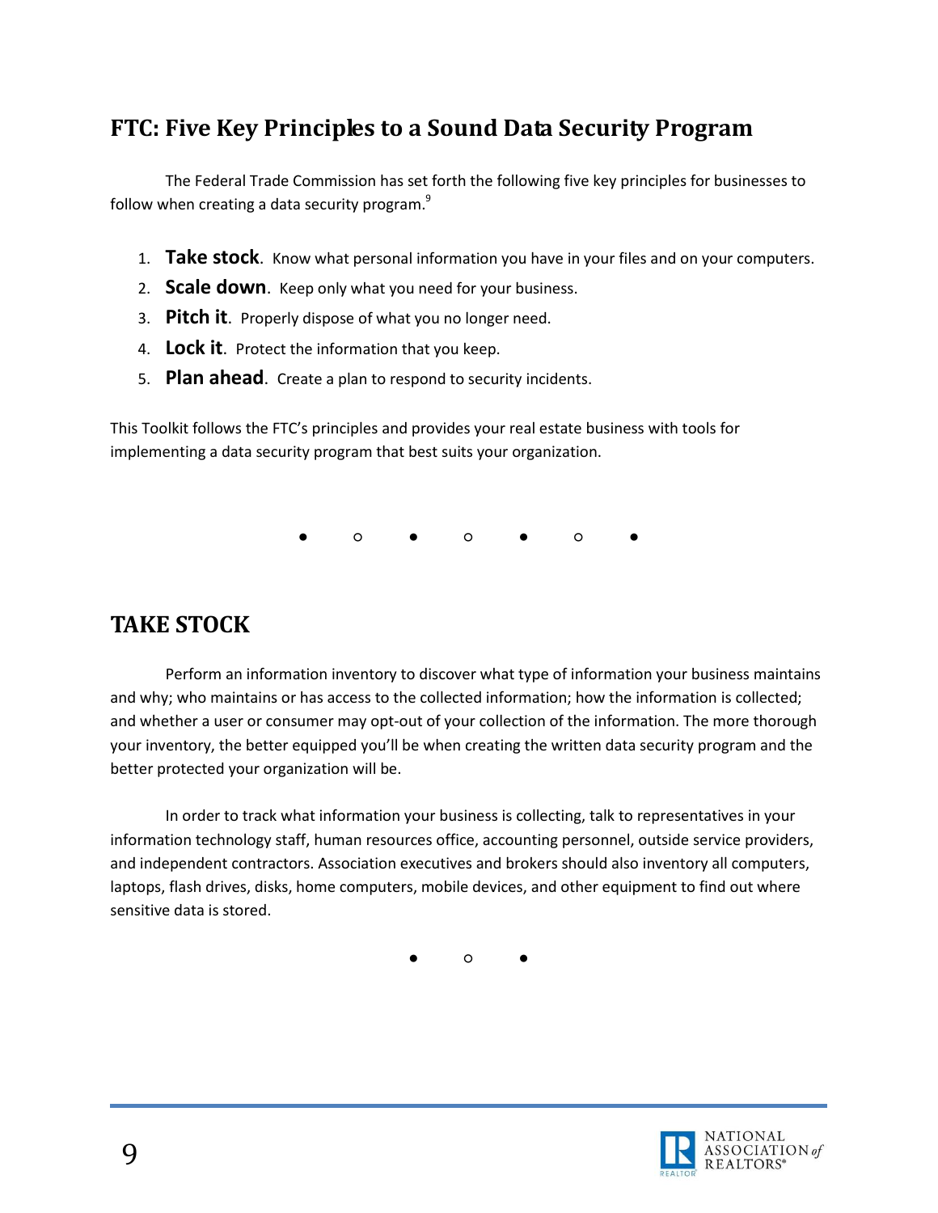## FTC: Five Key Principles to a Sound Data Security Program

The Federal Trade Commission has set forth the following five key principles for businesses to follow when creating a data security program.[9]

1. **Take stock**. Know what personal information you have in your files and on your computers.
2. **Scale down**. Keep only what you need for your business.
3. **Pitch it**. Properly dispose of what you no longer need.
4. **Lock it**. Protect the information that you keep.
5. **Plan ahead**. Create a plan to respond to security incidents.

This Toolkit follows the FTC's principles and provides your real estate business with tools for implementing a data security program that best suits your organization.

● ○ ● ○ ● ○ ●

## TAKE STOCK

Perform an information inventory to discover what type of information your business maintains and why; who maintains or has access to the collected information; how the information is collected; and whether a user or consumer may opt-out of your collection of the information. The more thorough your inventory, the better equipped you'll be when creating the written data security program and the better protected your organization will be.

In order to track what information your business is collecting, talk to representatives in your information technology staff, human resources office, accounting personnel, outside service providers, and independent contractors. Association executives and brokers should also inventory all computers, laptops, flash drives, disks, home computers, mobile devices, and other equipment to find out where sensitive data is stored.

● ○ ●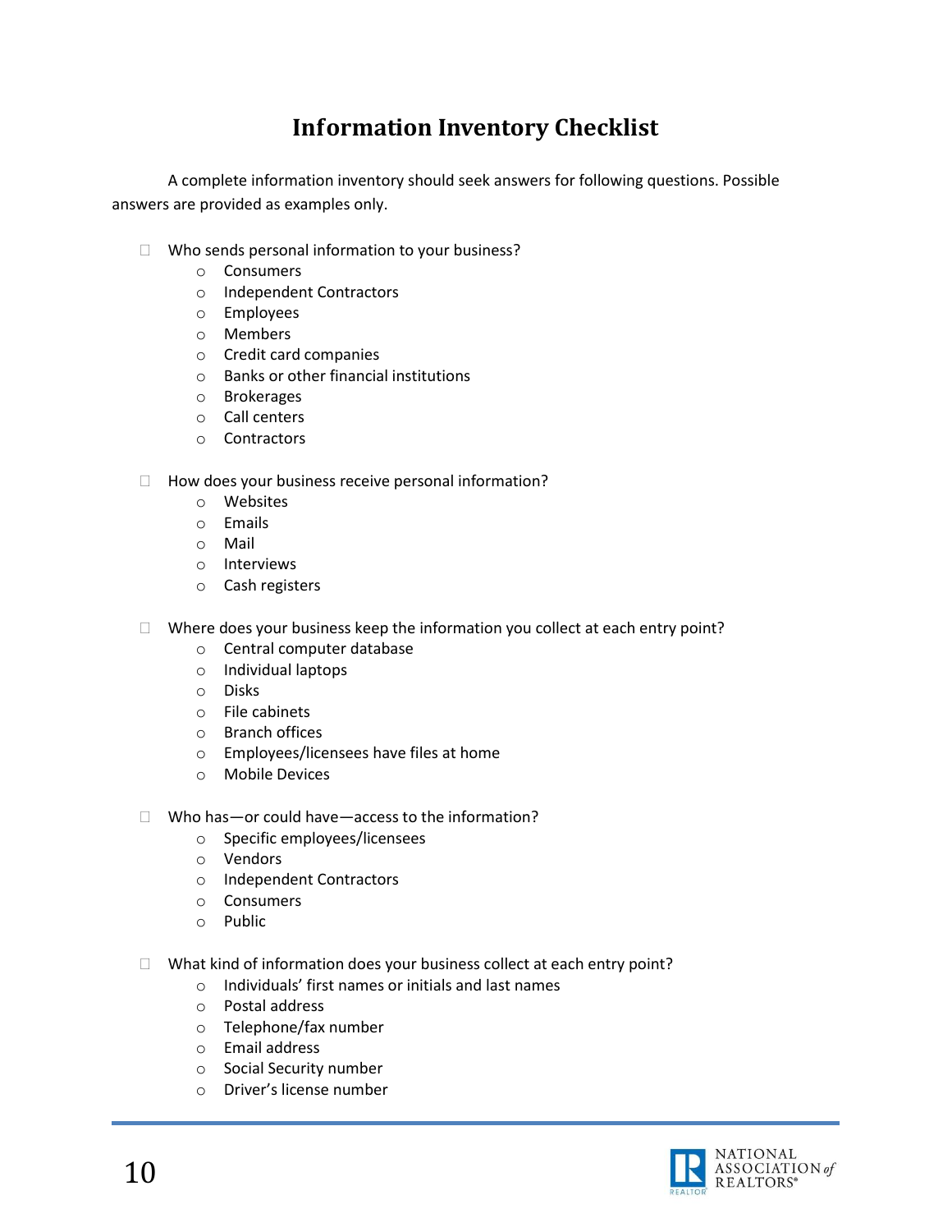# Information Inventory Checklist

A complete information inventory should seek answers for following questions. Possible answers are provided as examples only.

- Who sends personal information to your business?
  - Consumers
  - Independent Contractors
  - Employees
  - Members
  - Credit card companies
  - Banks or other financial institutions
  - Brokerages
  - Call centers
  - Contractors

- How does your business receive personal information?
  - Websites
  - Emails
  - Mail
  - Interviews
  - Cash registers

- Where does your business keep the information you collect at each entry point?
  - Central computer database
  - Individual laptops
  - Disks
  - File cabinets
  - Branch offices
  - Employees/licensees have files at home
  - Mobile Devices

- Who has—or could have—access to the information?
  - Specific employees/licensees
  - Vendors
  - Independent Contractors
  - Consumers
  - Public

- What kind of information does your business collect at each entry point?
  - Individuals' first names or initials and last names
  - Postal address
  - Telephone/fax number
  - Email address
  - Social Security number
  - Driver's license number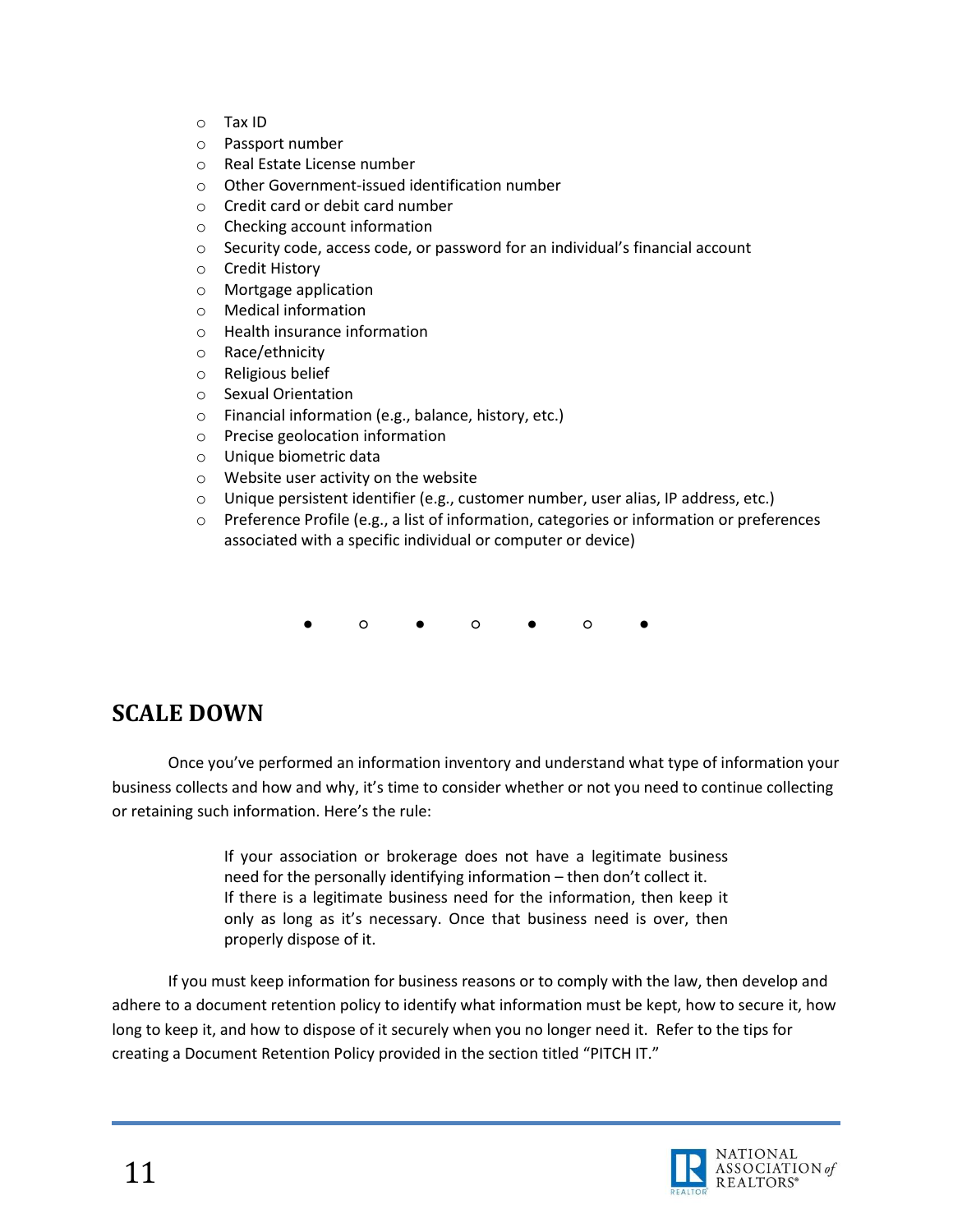- Tax ID
- Passport number
- Real Estate License number
- Other Government-issued identification number
- Credit card or debit card number
- Checking account information
- Security code, access code, or password for an individual's financial account
- Credit History
- Mortgage application
- Medical information
- Health insurance information
- Race/ethnicity
- Religious belief
- Sexual Orientation
- Financial information (e.g., balance, history, etc.)
- Precise geolocation information
- Unique biometric data
- Website user activity on the website
- Unique persistent identifier (e.g., customer number, user alias, IP address, etc.)
- Preference Profile (e.g., a list of information, categories or information or preferences associated with a specific individual or computer or device)

● ○ ● ○ ● ○ ●

## SCALE DOWN

Once you've performed an information inventory and understand what type of information your business collects and how and why, it's time to consider whether or not you need to continue collecting or retaining such information. Here's the rule:

> If your association or brokerage does not have a legitimate business need for the personally identifying information – then don't collect it. If there is a legitimate business need for the information, then keep it only as long as it's necessary. Once that business need is over, then properly dispose of it.

If you must keep information for business reasons or to comply with the law, then develop and adhere to a document retention policy to identify what information must be kept, how to secure it, how long to keep it, and how to dispose of it securely when you no longer need it. Refer to the tips for creating a Document Retention Policy provided in the section titled "PITCH IT."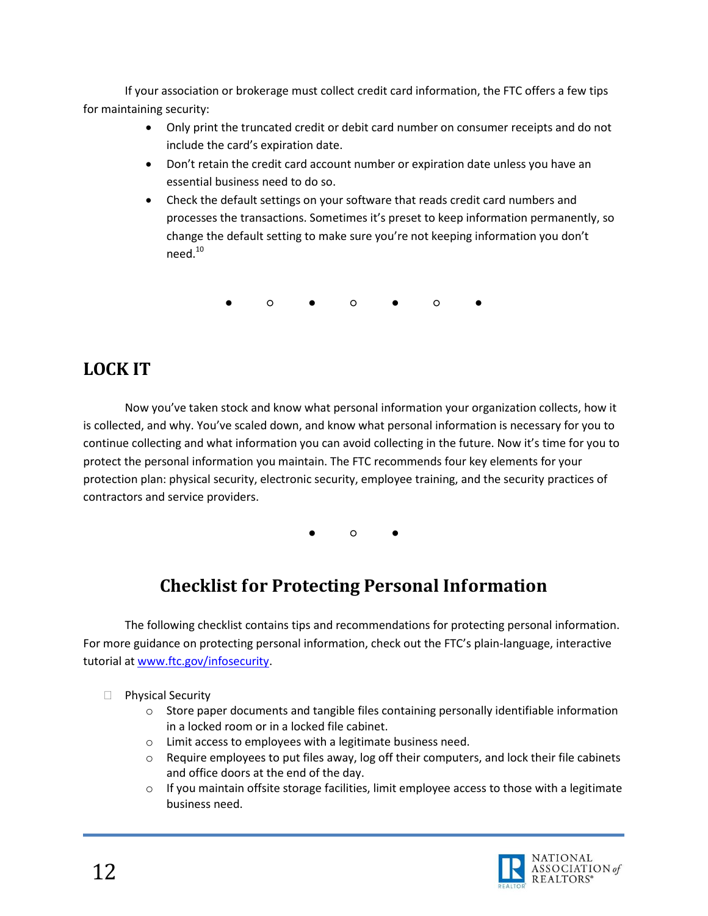If your association or brokerage must collect credit card information, the FTC offers a few tips for maintaining security:

- Only print the truncated credit or debit card number on consumer receipts and do not include the card's expiration date.
- Don't retain the credit card account number or expiration date unless you have an essential business need to do so.
- Check the default settings on your software that reads credit card numbers and processes the transactions. Sometimes it's preset to keep information permanently, so change the default setting to make sure you're not keeping information you don't need.[10]

● ○ ● ○ ● ○ ●

## LOCK IT

Now you've taken stock and know what personal information your organization collects, how it is collected, and why. You've scaled down, and know what personal information is necessary for you to continue collecting and what information you can avoid collecting in the future. Now it's time for you to protect the personal information you maintain. The FTC recommends four key elements for your protection plan: physical security, electronic security, employee training, and the security practices of contractors and service providers.

● ○ ●

## Checklist for Protecting Personal Information

The following checklist contains tips and recommendations for protecting personal information. For more guidance on protecting personal information, check out the FTC's plain-language, interactive tutorial at [www.ftc.gov/infosecurity](http://www.ftc.gov/infosecurity).

- [ ] Physical Security
    - Store paper documents and tangible files containing personally identifiable information in a locked room or in a locked file cabinet.
    - Limit access to employees with a legitimate business need.
    - Require employees to put files away, log off their computers, and lock their file cabinets and office doors at the end of the day.
    - If you maintain offsite storage facilities, limit employee access to those with a legitimate business need.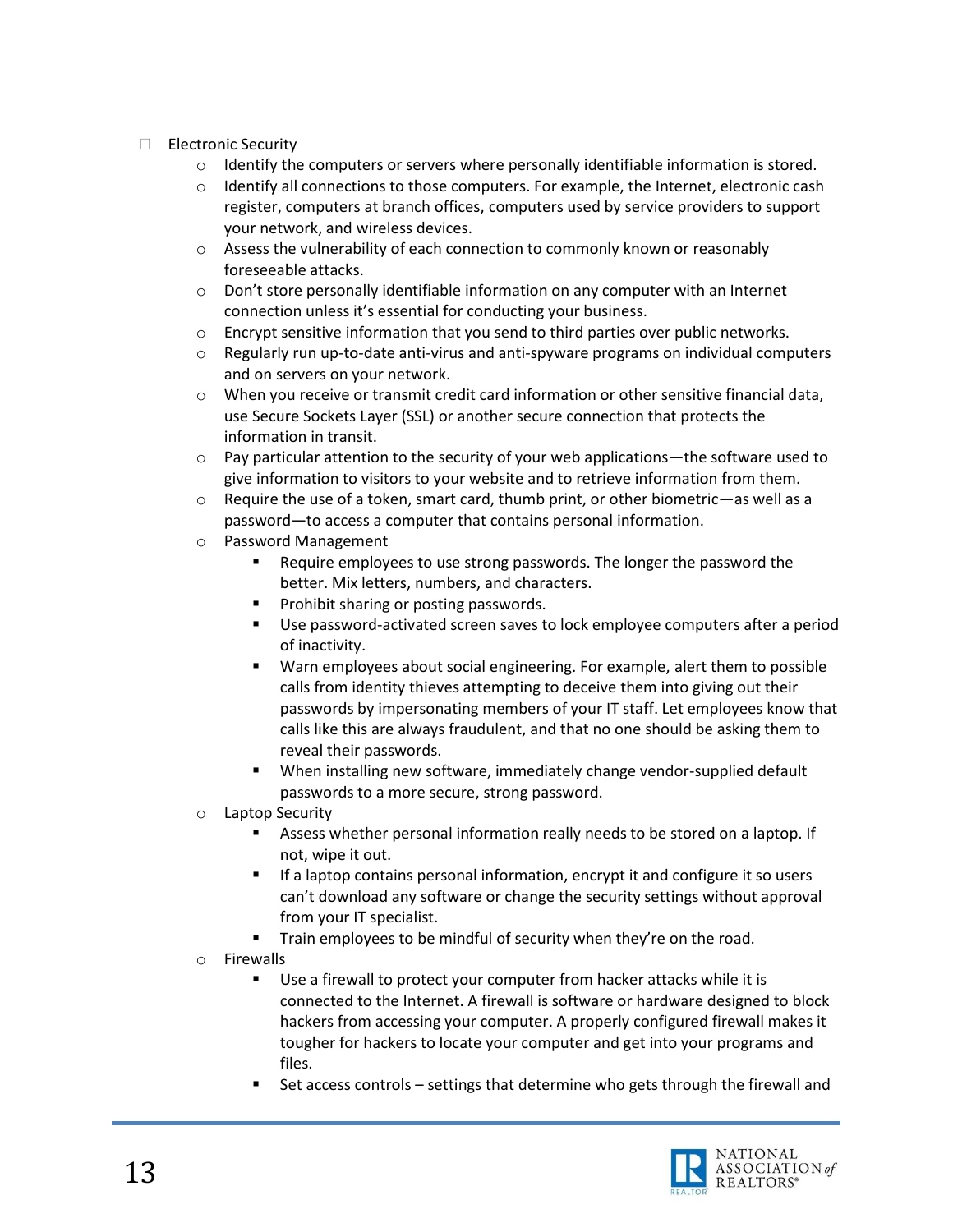- Electronic Security
  - Identify the computers or servers where personally identifiable information is stored.
  - Identify all connections to those computers. For example, the Internet, electronic cash register, computers at branch offices, computers used by service providers to support your network, and wireless devices.
  - Assess the vulnerability of each connection to commonly known or reasonably foreseeable attacks.
  - Don't store personally identifiable information on any computer with an Internet connection unless it's essential for conducting your business.
  - Encrypt sensitive information that you send to third parties over public networks.
  - Regularly run up-to-date anti-virus and anti-spyware programs on individual computers and on servers on your network.
  - When you receive or transmit credit card information or other sensitive financial data, use Secure Sockets Layer (SSL) or another secure connection that protects the information in transit.
  - Pay particular attention to the security of your web applications—the software used to give information to visitors to your website and to retrieve information from them.
  - Require the use of a token, smart card, thumb print, or other biometric—as well as a password—to access a computer that contains personal information.
  - Password Management
    - Require employees to use strong passwords. The longer the password the better. Mix letters, numbers, and characters.
    - Prohibit sharing or posting passwords.
    - Use password-activated screen saves to lock employee computers after a period of inactivity.
    - Warn employees about social engineering. For example, alert them to possible calls from identity thieves attempting to deceive them into giving out their passwords by impersonating members of your IT staff. Let employees know that calls like this are always fraudulent, and that no one should be asking them to reveal their passwords.
    - When installing new software, immediately change vendor-supplied default passwords to a more secure, strong password.
  - Laptop Security
    - Assess whether personal information really needs to be stored on a laptop. If not, wipe it out.
    - If a laptop contains personal information, encrypt it and configure it so users can't download any software or change the security settings without approval from your IT specialist.
    - Train employees to be mindful of security when they're on the road.
  - Firewalls
    - Use a firewall to protect your computer from hacker attacks while it is connected to the Internet. A firewall is software or hardware designed to block hackers from accessing your computer. A properly configured firewall makes it tougher for hackers to locate your computer and get into your programs and files.
    - Set access controls – settings that determine who gets through the firewall and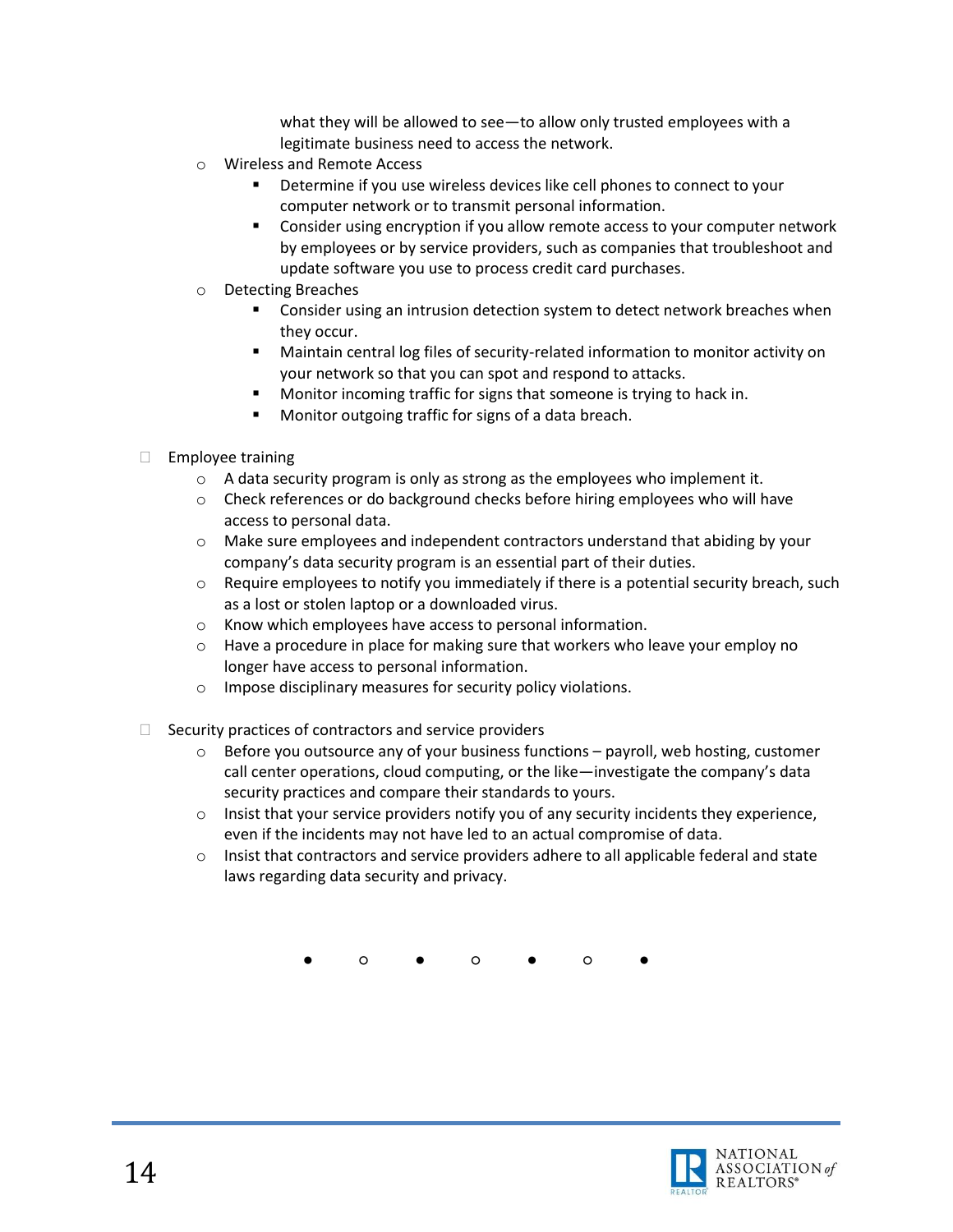- what they will be allowed to see—to allow only trusted employees with a legitimate business need to access the network.
  - Wireless and Remote Access
    - Determine if you use wireless devices like cell phones to connect to your computer network or to transmit personal information.
    - Consider using encryption if you allow remote access to your computer network by employees or by service providers, such as companies that troubleshoot and update software you use to process credit card purchases.
  - Detecting Breaches
    - Consider using an intrusion detection system to detect network breaches when they occur.
    - Maintain central log files of security-related information to monitor activity on your network so that you can spot and respond to attacks.
    - Monitor incoming traffic for signs that someone is trying to hack in.
    - Monitor outgoing traffic for signs of a data breach.

- Employee training
  - A data security program is only as strong as the employees who implement it.
  - Check references or do background checks before hiring employees who will have access to personal data.
  - Make sure employees and independent contractors understand that abiding by your company's data security program is an essential part of their duties.
  - Require employees to notify you immediately if there is a potential security breach, such as a lost or stolen laptop or a downloaded virus.
  - Know which employees have access to personal information.
  - Have a procedure in place for making sure that workers who leave your employ no longer have access to personal information.
  - Impose disciplinary measures for security policy violations.

- Security practices of contractors and service providers
  - Before you outsource any of your business functions – payroll, web hosting, customer call center operations, cloud computing, or the like—investigate the company's data security practices and compare their standards to yours.
  - Insist that your service providers notify you of any security incidents they experience, even if the incidents may not have led to an actual compromise of data.
  - Insist that contractors and service providers adhere to all applicable federal and state laws regarding data security and privacy.

● ○ ● ○ ● ○ ●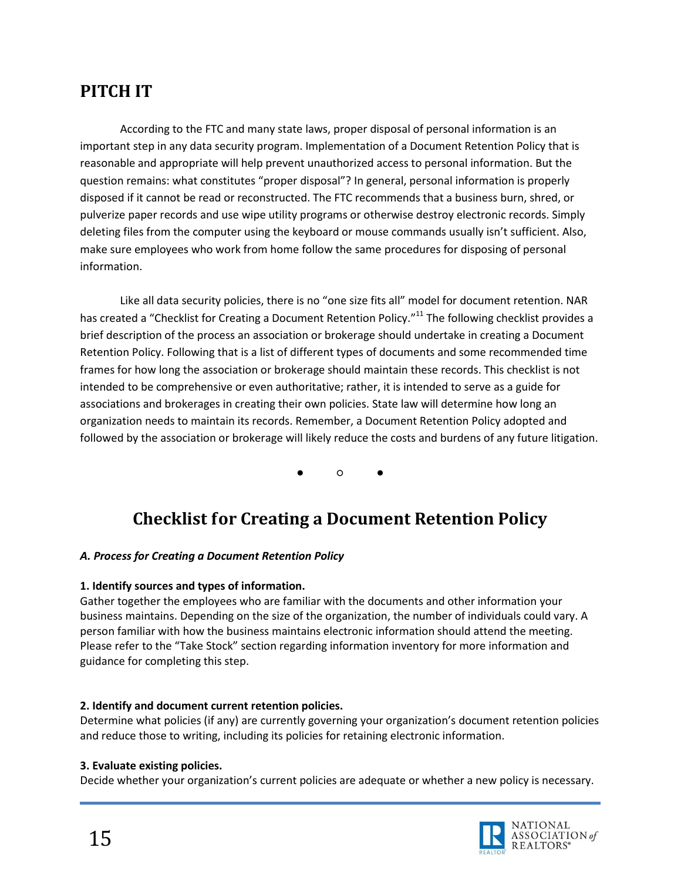## PITCH IT

According to the FTC and many state laws, proper disposal of personal information is an important step in any data security program. Implementation of a Document Retention Policy that is reasonable and appropriate will help prevent unauthorized access to personal information. But the question remains: what constitutes "proper disposal"? In general, personal information is properly disposed if it cannot be read or reconstructed. The FTC recommends that a business burn, shred, or pulverize paper records and use wipe utility programs or otherwise destroy electronic records. Simply deleting files from the computer using the keyboard or mouse commands usually isn't sufficient. Also, make sure employees who work from home follow the same procedures for disposing of personal information.

Like all data security policies, there is no "one size fits all" model for document retention. NAR has created a "Checklist for Creating a Document Retention Policy."[11] The following checklist provides a brief description of the process an association or brokerage should undertake in creating a Document Retention Policy. Following that is a list of different types of documents and some recommended time frames for how long the association or brokerage should maintain these records. This checklist is not intended to be comprehensive or even authoritative; rather, it is intended to serve as a guide for associations and brokerages in creating their own policies. State law will determine how long an organization needs to maintain its records. Remember, a Document Retention Policy adopted and followed by the association or brokerage will likely reduce the costs and burdens of any future litigation.

● ○ ●

## Checklist for Creating a Document Retention Policy

***A. Process for Creating a Document Retention Policy***

**1. Identify sources and types of information.**
Gather together the employees who are familiar with the documents and other information your business maintains. Depending on the size of the organization, the number of individuals could vary. A person familiar with how the business maintains electronic information should attend the meeting. Please refer to the "Take Stock" section regarding information inventory for more information and guidance for completing this step.

**2. Identify and document current retention policies.**
Determine what policies (if any) are currently governing your organization's document retention policies and reduce those to writing, including its policies for retaining electronic information.

**3. Evaluate existing policies.**
Decide whether your organization's current policies are adequate or whether a new policy is necessary.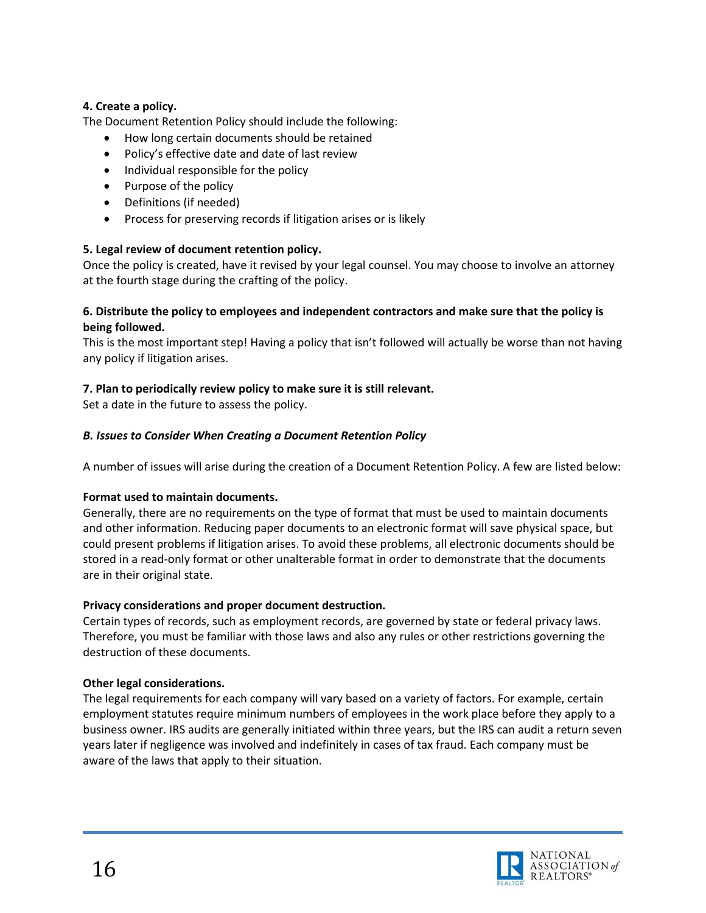**4. Create a policy.**
The Document Retention Policy should include the following:

- How long certain documents should be retained
- Policy's effective date and date of last review
- Individual responsible for the policy
- Purpose of the policy
- Definitions (if needed)
- Process for preserving records if litigation arises or is likely

**5. Legal review of document retention policy.**
Once the policy is created, have it revised by your legal counsel. You may choose to involve an attorney at the fourth stage during the crafting of the policy.

**6. Distribute the policy to employees and independent contractors and make sure that the policy is being followed.**
This is the most important step! Having a policy that isn't followed will actually be worse than not having any policy if litigation arises.

**7. Plan to periodically review policy to make sure it is still relevant.**
Set a date in the future to assess the policy.

***B. Issues to Consider When Creating a Document Retention Policy***

A number of issues will arise during the creation of a Document Retention Policy. A few are listed below:

**Format used to maintain documents.**
Generally, there are no requirements on the type of format that must be used to maintain documents and other information. Reducing paper documents to an electronic format will save physical space, but could present problems if litigation arises. To avoid these problems, all electronic documents should be stored in a read-only format or other unalterable format in order to demonstrate that the documents are in their original state.

**Privacy considerations and proper document destruction.**
Certain types of records, such as employment records, are governed by state or federal privacy laws. Therefore, you must be familiar with those laws and also any rules or other restrictions governing the destruction of these documents.

**Other legal considerations.**
The legal requirements for each company will vary based on a variety of factors. For example, certain employment statutes require minimum numbers of employees in the work place before they apply to a business owner. IRS audits are generally initiated within three years, but the IRS can audit a return seven years later if negligence was involved and indefinitely in cases of tax fraud. Each company must be aware of the laws that apply to their situation.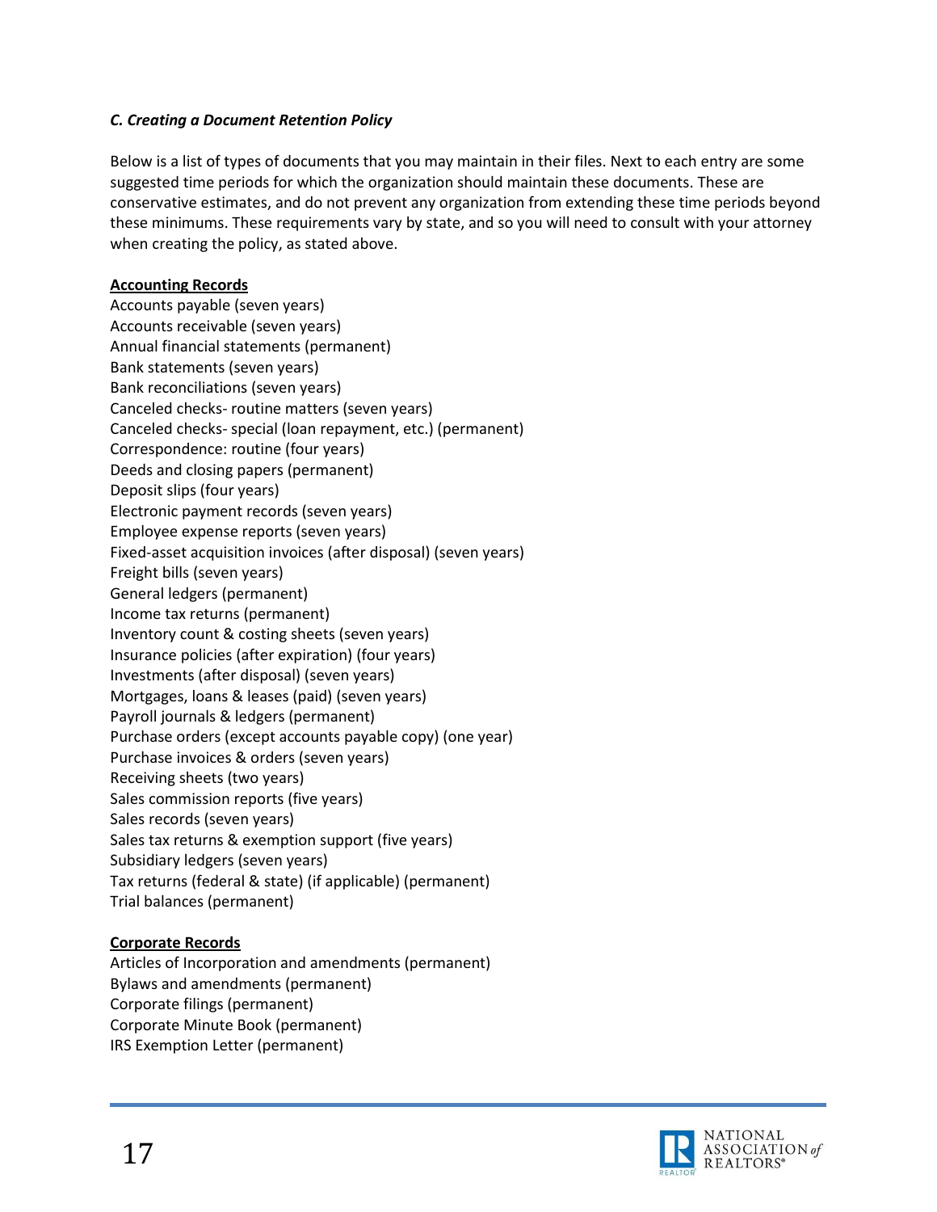### *C. Creating a Document Retention Policy*

Below is a list of types of documents that you may maintain in their files. Next to each entry are some suggested time periods for which the organization should maintain these documents. These are conservative estimates, and do not prevent any organization from extending these time periods beyond these minimums. These requirements vary by state, and so you will need to consult with your attorney when creating the policy, as stated above.

**Accounting Records**

Accounts payable (seven years)
Accounts receivable (seven years)
Annual financial statements (permanent)
Bank statements (seven years)
Bank reconciliations (seven years)
Canceled checks- routine matters (seven years)
Canceled checks- special (loan repayment, etc.) (permanent)
Correspondence: routine (four years)
Deeds and closing papers (permanent)
Deposit slips (four years)
Electronic payment records (seven years)
Employee expense reports (seven years)
Fixed-asset acquisition invoices (after disposal) (seven years)
Freight bills (seven years)
General ledgers (permanent)
Income tax returns (permanent)
Inventory count & costing sheets (seven years)
Insurance policies (after expiration) (four years)
Investments (after disposal) (seven years)
Mortgages, loans & leases (paid) (seven years)
Payroll journals & ledgers (permanent)
Purchase orders (except accounts payable copy) (one year)
Purchase invoices & orders (seven years)
Receiving sheets (two years)
Sales commission reports (five years)
Sales records (seven years)
Sales tax returns & exemption support (five years)
Subsidiary ledgers (seven years)
Tax returns (federal & state) (if applicable) (permanent)
Trial balances (permanent)

**Corporate Records**

Articles of Incorporation and amendments (permanent)
Bylaws and amendments (permanent)
Corporate filings (permanent)
Corporate Minute Book (permanent)
IRS Exemption Letter (permanent)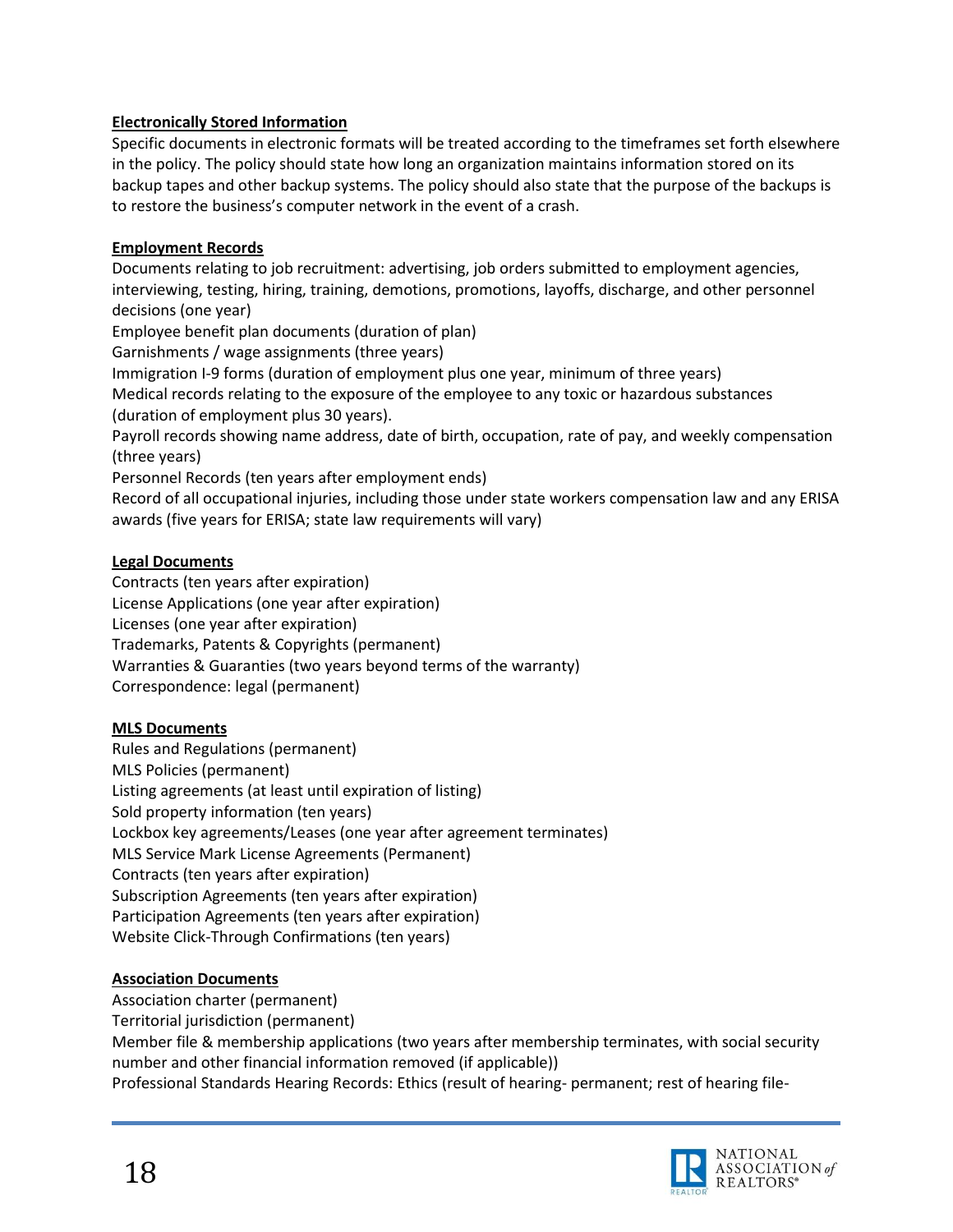**Electronically Stored Information**

Specific documents in electronic formats will be treated according to the timeframes set forth elsewhere in the policy. The policy should state how long an organization maintains information stored on its backup tapes and other backup systems. The policy should also state that the purpose of the backups is to restore the business's computer network in the event of a crash.

**Employment Records**

Documents relating to job recruitment: advertising, job orders submitted to employment agencies, interviewing, testing, hiring, training, demotions, promotions, layoffs, discharge, and other personnel decisions (one year)
Employee benefit plan documents (duration of plan)
Garnishments / wage assignments (three years)
Immigration I-9 forms (duration of employment plus one year, minimum of three years)
Medical records relating to the exposure of the employee to any toxic or hazardous substances (duration of employment plus 30 years).
Payroll records showing name address, date of birth, occupation, rate of pay, and weekly compensation (three years)
Personnel Records (ten years after employment ends)
Record of all occupational injuries, including those under state workers compensation law and any ERISA awards (five years for ERISA; state law requirements will vary)

**Legal Documents**

Contracts (ten years after expiration)
License Applications (one year after expiration)
Licenses (one year after expiration)
Trademarks, Patents & Copyrights (permanent)
Warranties & Guaranties (two years beyond terms of the warranty)
Correspondence: legal (permanent)

**MLS Documents**

Rules and Regulations (permanent)
MLS Policies (permanent)
Listing agreements (at least until expiration of listing)
Sold property information (ten years)
Lockbox key agreements/Leases (one year after agreement terminates)
MLS Service Mark License Agreements (Permanent)
Contracts (ten years after expiration)
Subscription Agreements (ten years after expiration)
Participation Agreements (ten years after expiration)
Website Click-Through Confirmations (ten years)

**Association Documents**

Association charter (permanent)
Territorial jurisdiction (permanent)
Member file & membership applications (two years after membership terminates, with social security number and other financial information removed (if applicable))
Professional Standards Hearing Records: Ethics (result of hearing- permanent; rest of hearing file-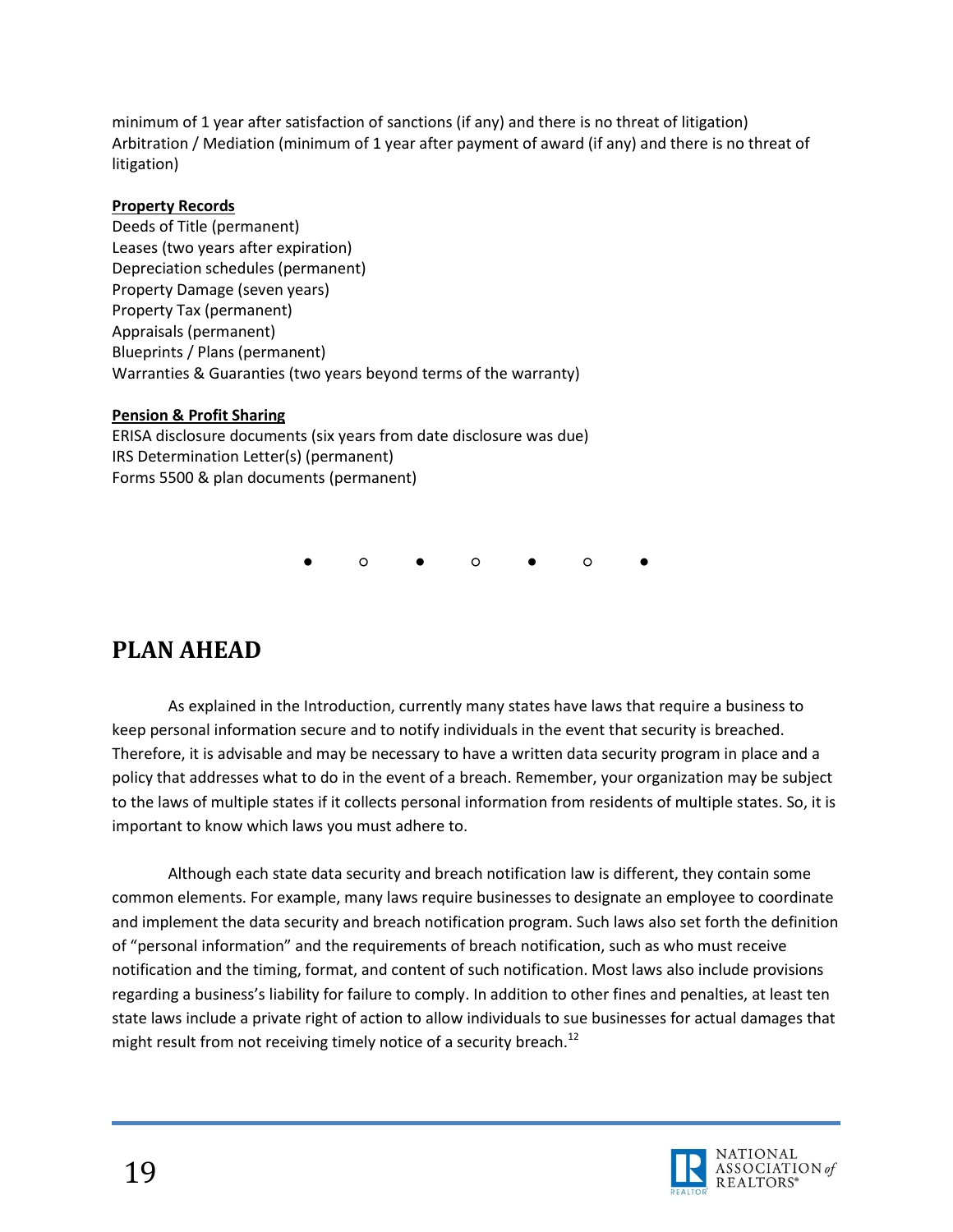minimum of 1 year after satisfaction of sanctions (if any) and there is no threat of litigation)
Arbitration / Mediation (minimum of 1 year after payment of award (if any) and there is no threat of litigation)

**Property Records**
Deeds of Title (permanent)
Leases (two years after expiration)
Depreciation schedules (permanent)
Property Damage (seven years)
Property Tax (permanent)
Appraisals (permanent)
Blueprints / Plans (permanent)
Warranties & Guaranties (two years beyond terms of the warranty)

**Pension & Profit Sharing**
ERISA disclosure documents (six years from date disclosure was due)
IRS Determination Letter(s) (permanent)
Forms 5500 & plan documents (permanent)

● ○ ● ○ ● ○ ●

## PLAN AHEAD

As explained in the Introduction, currently many states have laws that require a business to keep personal information secure and to notify individuals in the event that security is breached. Therefore, it is advisable and may be necessary to have a written data security program in place and a policy that addresses what to do in the event of a breach. Remember, your organization may be subject to the laws of multiple states if it collects personal information from residents of multiple states. So, it is important to know which laws you must adhere to.

Although each state data security and breach notification law is different, they contain some common elements. For example, many laws require businesses to designate an employee to coordinate and implement the data security and breach notification program. Such laws also set forth the definition of "personal information" and the requirements of breach notification, such as who must receive notification and the timing, format, and content of such notification. Most laws also include provisions regarding a business's liability for failure to comply. In addition to other fines and penalties, at least ten state laws include a private right of action to allow individuals to sue businesses for actual damages that might result from not receiving timely notice of a security breach.[12]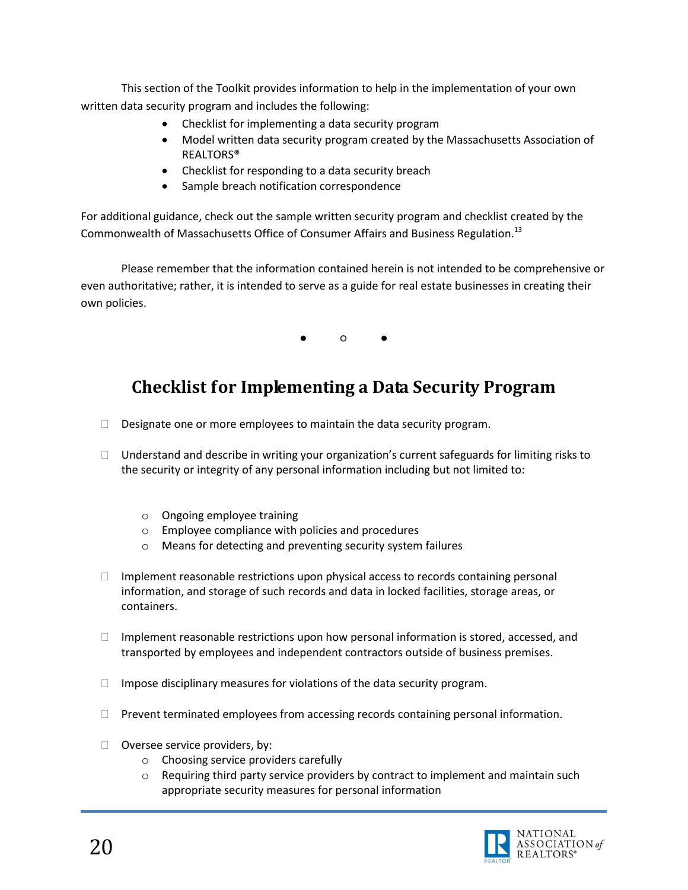This section of the Toolkit provides information to help in the implementation of your own written data security program and includes the following:

- Checklist for implementing a data security program
- Model written data security program created by the Massachusetts Association of REALTORS®
- Checklist for responding to a data security breach
- Sample breach notification correspondence

For additional guidance, check out the sample written security program and checklist created by the Commonwealth of Massachusetts Office of Consumer Affairs and Business Regulation.[13]

Please remember that the information contained herein is not intended to be comprehensive or even authoritative; rather, it is intended to serve as a guide for real estate businesses in creating their own policies.

● ○ ●

## Checklist for Implementing a Data Security Program

- ☐ Designate one or more employees to maintain the data security program.

- ☐ Understand and describe in writing your organization's current safeguards for limiting risks to the security or integrity of any personal information including but not limited to:
  - Ongoing employee training
  - Employee compliance with policies and procedures
  - Means for detecting and preventing security system failures

- ☐ Implement reasonable restrictions upon physical access to records containing personal information, and storage of such records and data in locked facilities, storage areas, or containers.

- ☐ Implement reasonable restrictions upon how personal information is stored, accessed, and transported by employees and independent contractors outside of business premises.

- ☐ Impose disciplinary measures for violations of the data security program.

- ☐ Prevent terminated employees from accessing records containing personal information.

- ☐ Oversee service providers, by:
  - Choosing service providers carefully
  - Requiring third party service providers by contract to implement and maintain such appropriate security measures for personal information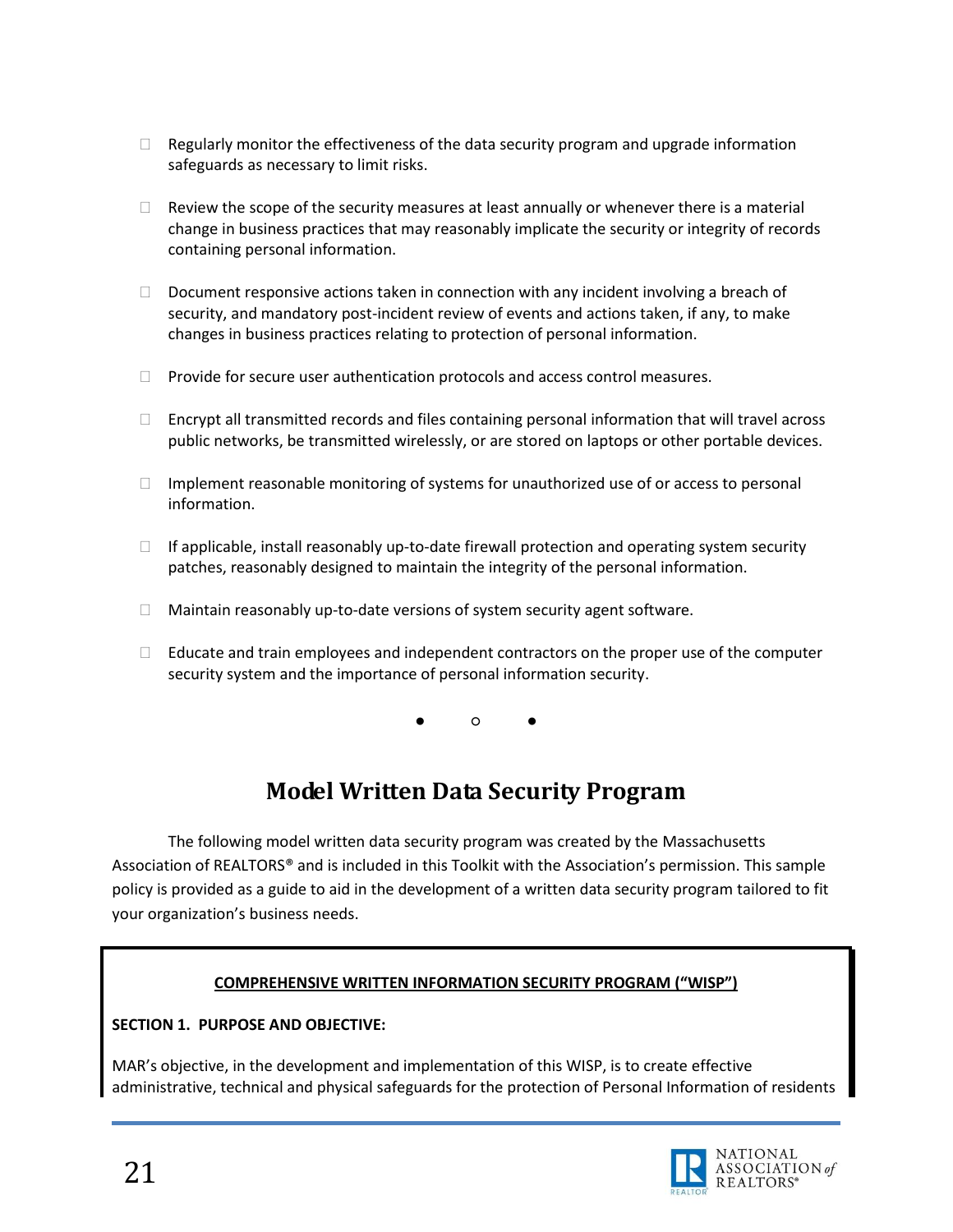- Regularly monitor the effectiveness of the data security program and upgrade information safeguards as necessary to limit risks.

- Review the scope of the security measures at least annually or whenever there is a material change in business practices that may reasonably implicate the security or integrity of records containing personal information.

- Document responsive actions taken in connection with any incident involving a breach of security, and mandatory post-incident review of events and actions taken, if any, to make changes in business practices relating to protection of personal information.

- Provide for secure user authentication protocols and access control measures.

- Encrypt all transmitted records and files containing personal information that will travel across public networks, be transmitted wirelessly, or are stored on laptops or other portable devices.

- Implement reasonable monitoring of systems for unauthorized use of or access to personal information.

- If applicable, install reasonably up-to-date firewall protection and operating system security patches, reasonably designed to maintain the integrity of the personal information.

- Maintain reasonably up-to-date versions of system security agent software.

- Educate and train employees and independent contractors on the proper use of the computer security system and the importance of personal information security.

● ○ ●

## Model Written Data Security Program

The following model written data security program was created by the Massachusetts Association of REALTORS® and is included in this Toolkit with the Association's permission. This sample policy is provided as a guide to aid in the development of a written data security program tailored to fit your organization's business needs.

**<u>COMPREHENSIVE WRITTEN INFORMATION SECURITY PROGRAM ("WISP")</u>**

**SECTION 1. PURPOSE AND OBJECTIVE:**

MAR's objective, in the development and implementation of this WISP, is to create effective administrative, technical and physical safeguards for the protection of Personal Information of residents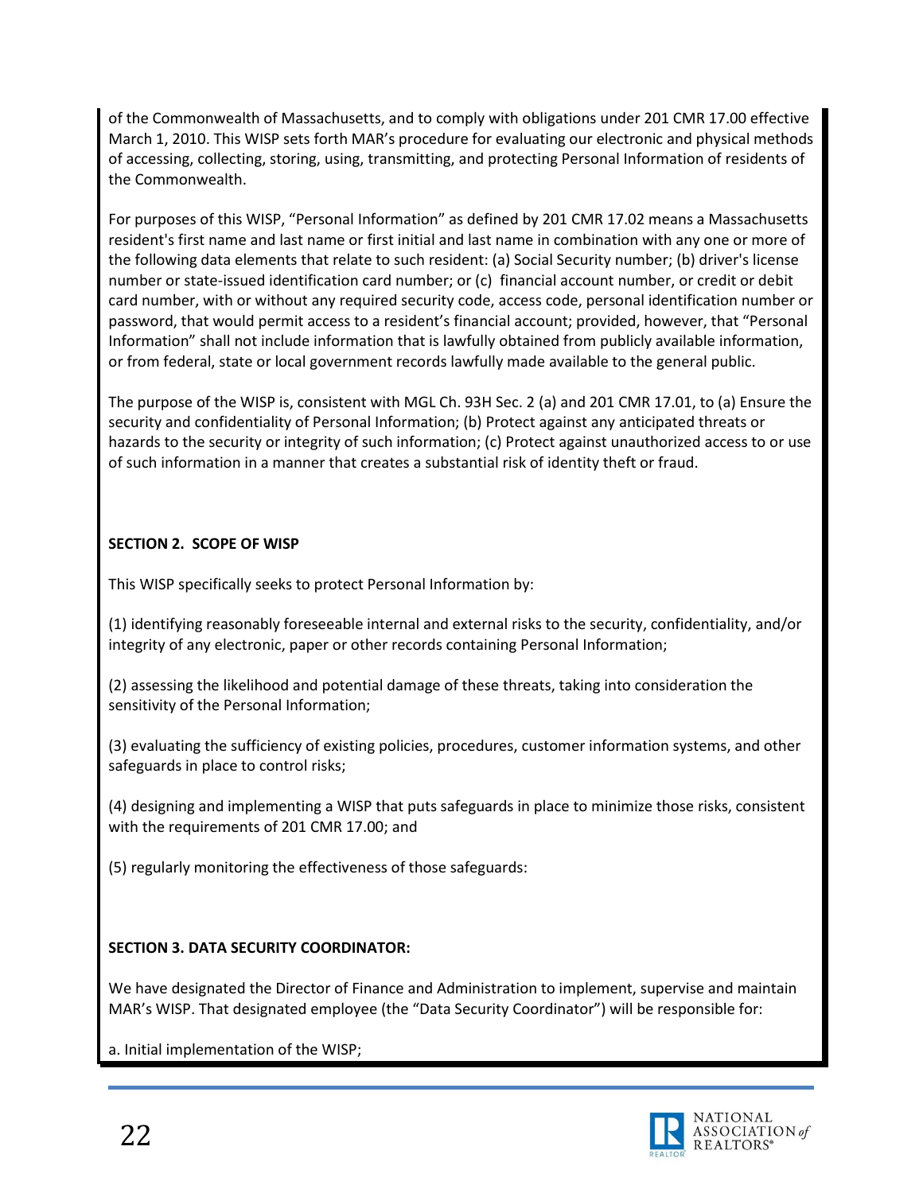of the Commonwealth of Massachusetts, and to comply with obligations under 201 CMR 17.00 effective March 1, 2010. This WISP sets forth MAR's procedure for evaluating our electronic and physical methods of accessing, collecting, storing, using, transmitting, and protecting Personal Information of residents of the Commonwealth.

For purposes of this WISP, "Personal Information" as defined by 201 CMR 17.02 means a Massachusetts resident's first name and last name or first initial and last name in combination with any one or more of the following data elements that relate to such resident: (a) Social Security number; (b) driver's license number or state-issued identification card number; or (c) financial account number, or credit or debit card number, with or without any required security code, access code, personal identification number or password, that would permit access to a resident's financial account; provided, however, that "Personal Information" shall not include information that is lawfully obtained from publicly available information, or from federal, state or local government records lawfully made available to the general public.

The purpose of the WISP is, consistent with MGL Ch. 93H Sec. 2 (a) and 201 CMR 17.01, to (a) Ensure the security and confidentiality of Personal Information; (b) Protect against any anticipated threats or hazards to the security or integrity of such information; (c) Protect against unauthorized access to or use of such information in a manner that creates a substantial risk of identity theft or fraud.

**SECTION 2. SCOPE OF WISP**

This WISP specifically seeks to protect Personal Information by:

(1) identifying reasonably foreseeable internal and external risks to the security, confidentiality, and/or integrity of any electronic, paper or other records containing Personal Information;

(2) assessing the likelihood and potential damage of these threats, taking into consideration the sensitivity of the Personal Information;

(3) evaluating the sufficiency of existing policies, procedures, customer information systems, and other safeguards in place to control risks;

(4) designing and implementing a WISP that puts safeguards in place to minimize those risks, consistent with the requirements of 201 CMR 17.00; and

(5) regularly monitoring the effectiveness of those safeguards:

**SECTION 3. DATA SECURITY COORDINATOR:**

We have designated the Director of Finance and Administration to implement, supervise and maintain MAR's WISP. That designated employee (the "Data Security Coordinator") will be responsible for:

a. Initial implementation of the WISP;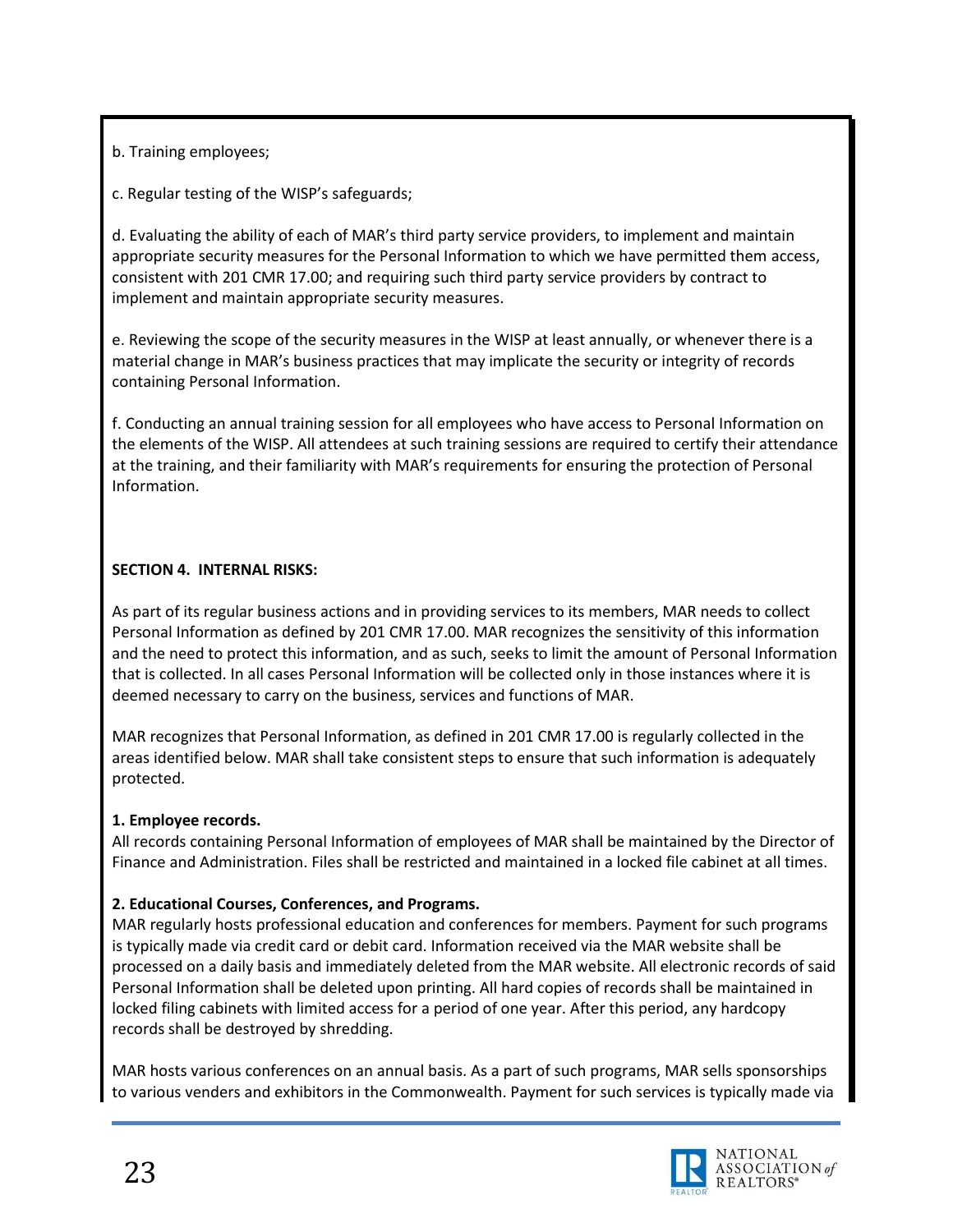b. Training employees;

c. Regular testing of the WISP's safeguards;

d. Evaluating the ability of each of MAR's third party service providers, to implement and maintain appropriate security measures for the Personal Information to which we have permitted them access, consistent with 201 CMR 17.00; and requiring such third party service providers by contract to implement and maintain appropriate security measures.

e. Reviewing the scope of the security measures in the WISP at least annually, or whenever there is a material change in MAR's business practices that may implicate the security or integrity of records containing Personal Information.

f. Conducting an annual training session for all employees who have access to Personal Information on the elements of the WISP. All attendees at such training sessions are required to certify their attendance at the training, and their familiarity with MAR's requirements for ensuring the protection of Personal Information.

**SECTION 4. INTERNAL RISKS:**

As part of its regular business actions and in providing services to its members, MAR needs to collect Personal Information as defined by 201 CMR 17.00. MAR recognizes the sensitivity of this information and the need to protect this information, and as such, seeks to limit the amount of Personal Information that is collected. In all cases Personal Information will be collected only in those instances where it is deemed necessary to carry on the business, services and functions of MAR.

MAR recognizes that Personal Information, as defined in 201 CMR 17.00 is regularly collected in the areas identified below. MAR shall take consistent steps to ensure that such information is adequately protected.

**1. Employee records.**
All records containing Personal Information of employees of MAR shall be maintained by the Director of Finance and Administration. Files shall be restricted and maintained in a locked file cabinet at all times.

**2. Educational Courses, Conferences, and Programs.**
MAR regularly hosts professional education and conferences for members. Payment for such programs is typically made via credit card or debit card. Information received via the MAR website shall be processed on a daily basis and immediately deleted from the MAR website. All electronic records of said Personal Information shall be deleted upon printing. All hard copies of records shall be maintained in locked filing cabinets with limited access for a period of one year. After this period, any hardcopy records shall be destroyed by shredding.

MAR hosts various conferences on an annual basis. As a part of such programs, MAR sells sponsorships to various venders and exhibitors in the Commonwealth. Payment for such services is typically made via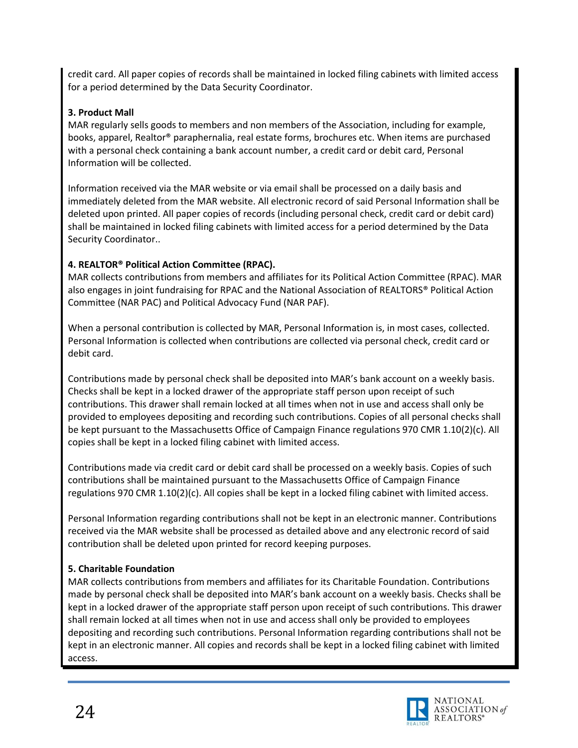credit card. All paper copies of records shall be maintained in locked filing cabinets with limited access for a period determined by the Data Security Coordinator.

**3. Product Mall**
MAR regularly sells goods to members and non members of the Association, including for example, books, apparel, Realtor® paraphernalia, real estate forms, brochures etc. When items are purchased with a personal check containing a bank account number, a credit card or debit card, Personal Information will be collected.

Information received via the MAR website or via email shall be processed on a daily basis and immediately deleted from the MAR website. All electronic record of said Personal Information shall be deleted upon printed. All paper copies of records (including personal check, credit card or debit card) shall be maintained in locked filing cabinets with limited access for a period determined by the Data Security Coordinator..

**4. REALTOR® Political Action Committee (RPAC).**
MAR collects contributions from members and affiliates for its Political Action Committee (RPAC). MAR also engages in joint fundraising for RPAC and the National Association of REALTORS® Political Action Committee (NAR PAC) and Political Advocacy Fund (NAR PAF).

When a personal contribution is collected by MAR, Personal Information is, in most cases, collected. Personal Information is collected when contributions are collected via personal check, credit card or debit card.

Contributions made by personal check shall be deposited into MAR's bank account on a weekly basis. Checks shall be kept in a locked drawer of the appropriate staff person upon receipt of such contributions. This drawer shall remain locked at all times when not in use and access shall only be provided to employees depositing and recording such contributions. Copies of all personal checks shall be kept pursuant to the Massachusetts Office of Campaign Finance regulations 970 CMR 1.10(2)(c). All copies shall be kept in a locked filing cabinet with limited access.

Contributions made via credit card or debit card shall be processed on a weekly basis. Copies of such contributions shall be maintained pursuant to the Massachusetts Office of Campaign Finance regulations 970 CMR 1.10(2)(c). All copies shall be kept in a locked filing cabinet with limited access.

Personal Information regarding contributions shall not be kept in an electronic manner. Contributions received via the MAR website shall be processed as detailed above and any electronic record of said contribution shall be deleted upon printed for record keeping purposes.

**5. Charitable Foundation**
MAR collects contributions from members and affiliates for its Charitable Foundation. Contributions made by personal check shall be deposited into MAR's bank account on a weekly basis. Checks shall be kept in a locked drawer of the appropriate staff person upon receipt of such contributions. This drawer shall remain locked at all times when not in use and access shall only be provided to employees depositing and recording such contributions. Personal Information regarding contributions shall not be kept in an electronic manner. All copies and records shall be kept in a locked filing cabinet with limited access.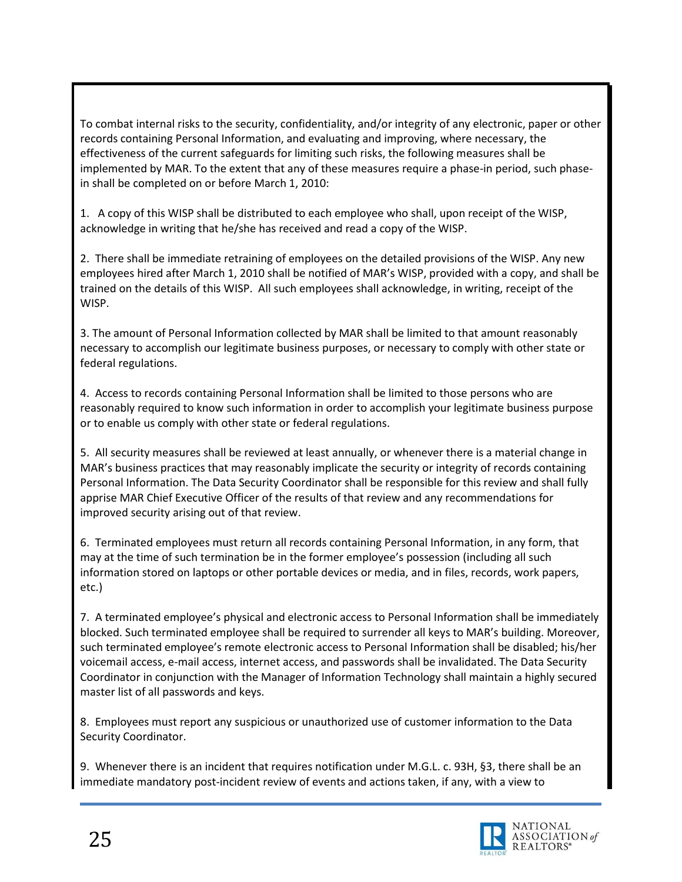To combat internal risks to the security, confidentiality, and/or integrity of any electronic, paper or other records containing Personal Information, and evaluating and improving, where necessary, the effectiveness of the current safeguards for limiting such risks, the following measures shall be implemented by MAR. To the extent that any of these measures require a phase-in period, such phase-in shall be completed on or before March 1, 2010:

1. A copy of this WISP shall be distributed to each employee who shall, upon receipt of the WISP, acknowledge in writing that he/she has received and read a copy of the WISP.

2. There shall be immediate retraining of employees on the detailed provisions of the WISP. Any new employees hired after March 1, 2010 shall be notified of MAR's WISP, provided with a copy, and shall be trained on the details of this WISP. All such employees shall acknowledge, in writing, receipt of the WISP.

3. The amount of Personal Information collected by MAR shall be limited to that amount reasonably necessary to accomplish our legitimate business purposes, or necessary to comply with other state or federal regulations.

4. Access to records containing Personal Information shall be limited to those persons who are reasonably required to know such information in order to accomplish your legitimate business purpose or to enable us comply with other state or federal regulations.

5. All security measures shall be reviewed at least annually, or whenever there is a material change in MAR's business practices that may reasonably implicate the security or integrity of records containing Personal Information. The Data Security Coordinator shall be responsible for this review and shall fully apprise MAR Chief Executive Officer of the results of that review and any recommendations for improved security arising out of that review.

6. Terminated employees must return all records containing Personal Information, in any form, that may at the time of such termination be in the former employee's possession (including all such information stored on laptops or other portable devices or media, and in files, records, work papers, etc.)

7. A terminated employee's physical and electronic access to Personal Information shall be immediately blocked. Such terminated employee shall be required to surrender all keys to MAR's building. Moreover, such terminated employee's remote electronic access to Personal Information shall be disabled; his/her voicemail access, e-mail access, internet access, and passwords shall be invalidated. The Data Security Coordinator in conjunction with the Manager of Information Technology shall maintain a highly secured master list of all passwords and keys.

8. Employees must report any suspicious or unauthorized use of customer information to the Data Security Coordinator.

9. Whenever there is an incident that requires notification under M.G.L. c. 93H, §3, there shall be an immediate mandatory post-incident review of events and actions taken, if any, with a view to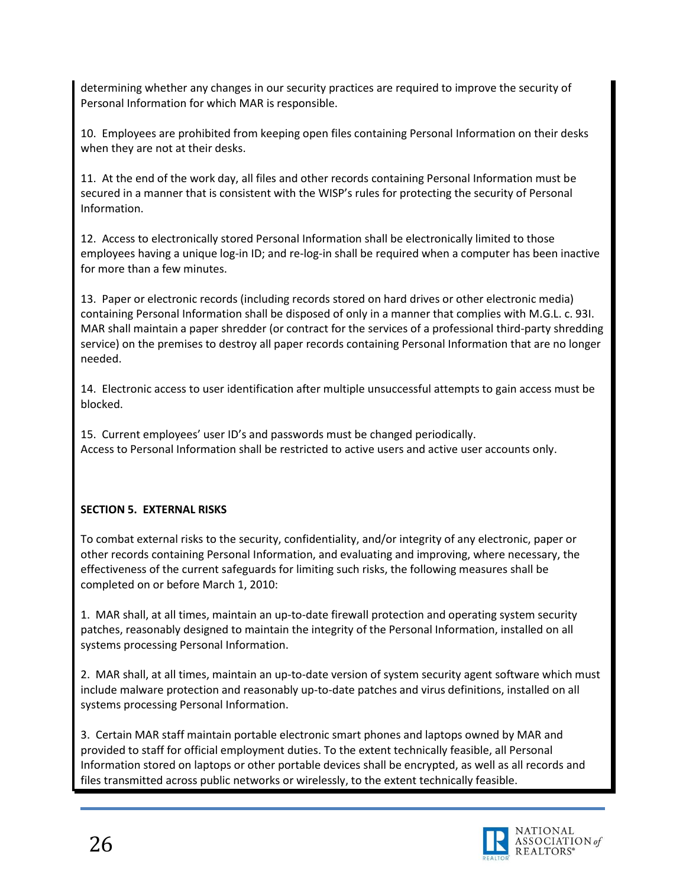determining whether any changes in our security practices are required to improve the security of Personal Information for which MAR is responsible.

10. Employees are prohibited from keeping open files containing Personal Information on their desks when they are not at their desks.

11. At the end of the work day, all files and other records containing Personal Information must be secured in a manner that is consistent with the WISP's rules for protecting the security of Personal Information.

12. Access to electronically stored Personal Information shall be electronically limited to those employees having a unique log-in ID; and re-log-in shall be required when a computer has been inactive for more than a few minutes.

13. Paper or electronic records (including records stored on hard drives or other electronic media) containing Personal Information shall be disposed of only in a manner that complies with M.G.L. c. 93I. MAR shall maintain a paper shredder (or contract for the services of a professional third-party shredding service) on the premises to destroy all paper records containing Personal Information that are no longer needed.

14. Electronic access to user identification after multiple unsuccessful attempts to gain access must be blocked.

15. Current employees' user ID's and passwords must be changed periodically.
Access to Personal Information shall be restricted to active users and active user accounts only.

**SECTION 5. EXTERNAL RISKS**

To combat external risks to the security, confidentiality, and/or integrity of any electronic, paper or other records containing Personal Information, and evaluating and improving, where necessary, the effectiveness of the current safeguards for limiting such risks, the following measures shall be completed on or before March 1, 2010:

1. MAR shall, at all times, maintain an up-to-date firewall protection and operating system security patches, reasonably designed to maintain the integrity of the Personal Information, installed on all systems processing Personal Information.

2. MAR shall, at all times, maintain an up-to-date version of system security agent software which must include malware protection and reasonably up-to-date patches and virus definitions, installed on all systems processing Personal Information.

3. Certain MAR staff maintain portable electronic smart phones and laptops owned by MAR and provided to staff for official employment duties. To the extent technically feasible, all Personal Information stored on laptops or other portable devices shall be encrypted, as well as all records and files transmitted across public networks or wirelessly, to the extent technically feasible.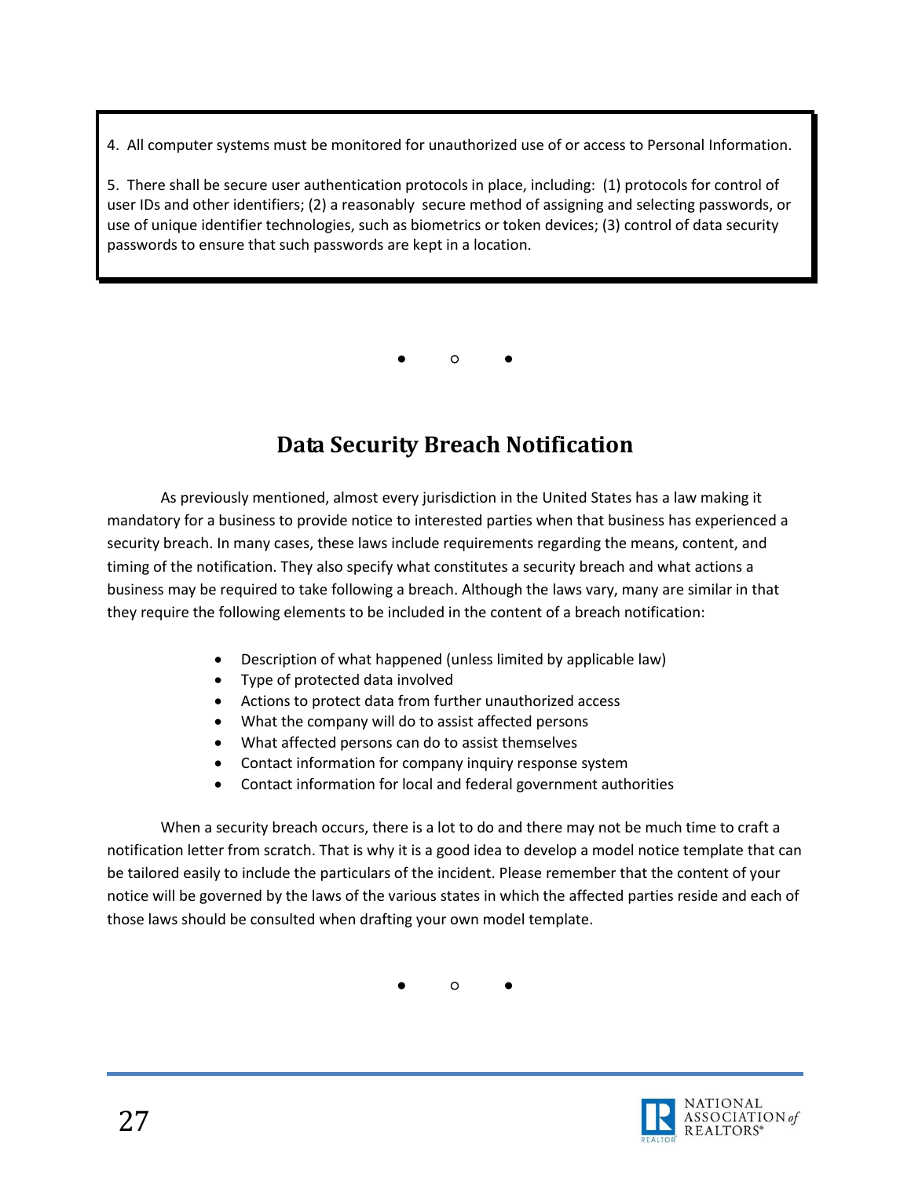4. All computer systems must be monitored for unauthorized use of or access to Personal Information.

5. There shall be secure user authentication protocols in place, including: (1) protocols for control of user IDs and other identifiers; (2) a reasonably secure method of assigning and selecting passwords, or use of unique identifier technologies, such as biometrics or token devices; (3) control of data security passwords to ensure that such passwords are kept in a location.

● ○ ●

## Data Security Breach Notification

As previously mentioned, almost every jurisdiction in the United States has a law making it mandatory for a business to provide notice to interested parties when that business has experienced a security breach. In many cases, these laws include requirements regarding the means, content, and timing of the notification. They also specify what constitutes a security breach and what actions a business may be required to take following a breach. Although the laws vary, many are similar in that they require the following elements to be included in the content of a breach notification:

- Description of what happened (unless limited by applicable law)
- Type of protected data involved
- Actions to protect data from further unauthorized access
- What the company will do to assist affected persons
- What affected persons can do to assist themselves
- Contact information for company inquiry response system
- Contact information for local and federal government authorities

When a security breach occurs, there is a lot to do and there may not be much time to craft a notification letter from scratch. That is why it is a good idea to develop a model notice template that can be tailored easily to include the particulars of the incident. Please remember that the content of your notice will be governed by the laws of the various states in which the affected parties reside and each of those laws should be consulted when drafting your own model template.

● ○ ●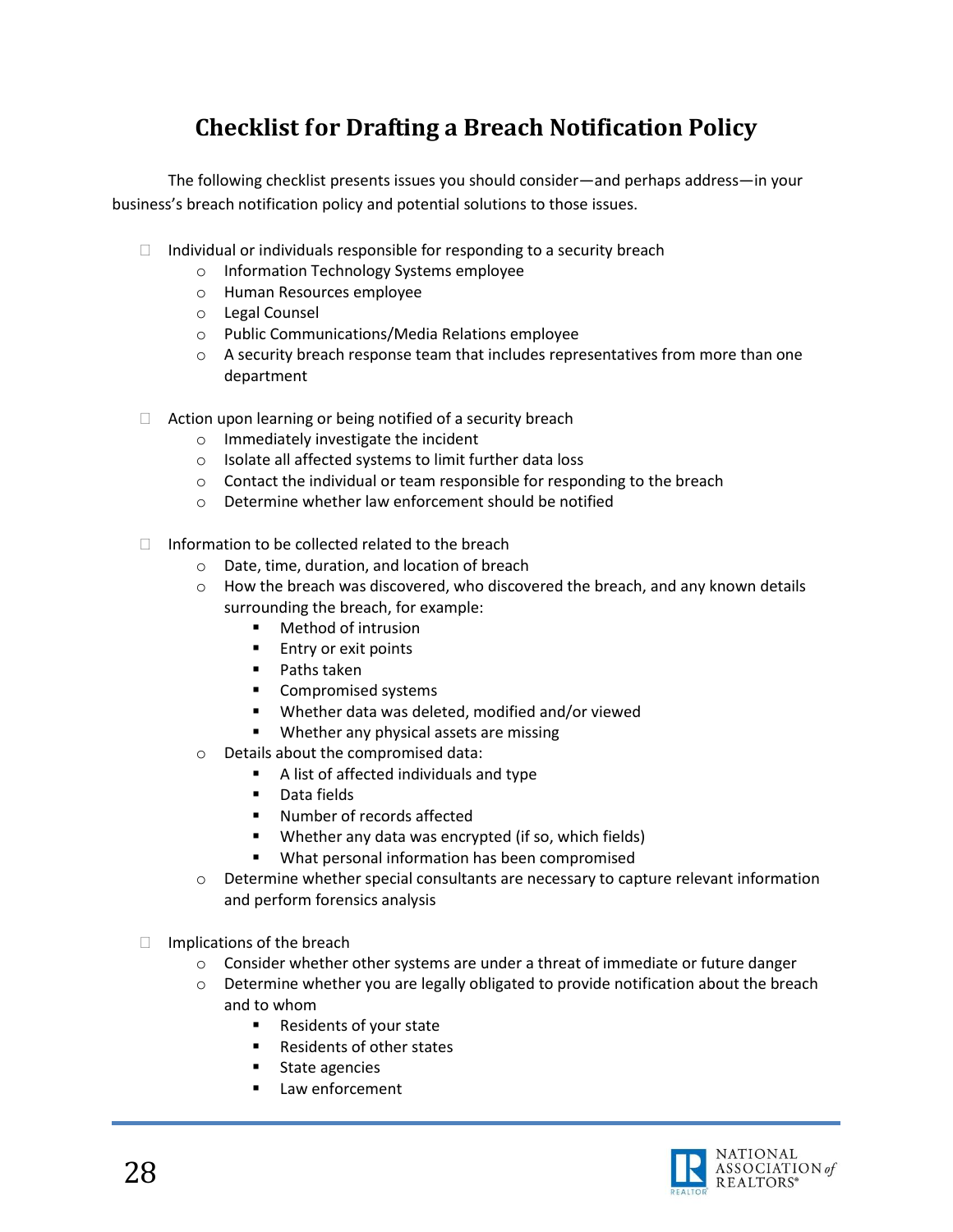# Checklist for Drafting a Breach Notification Policy

The following checklist presents issues you should consider—and perhaps address—in your business's breach notification policy and potential solutions to those issues.

- [ ] Individual or individuals responsible for responding to a security breach
    - Information Technology Systems employee
    - Human Resources employee
    - Legal Counsel
    - Public Communications/Media Relations employee
    - A security breach response team that includes representatives from more than one department

- [ ] Action upon learning or being notified of a security breach
    - Immediately investigate the incident
    - Isolate all affected systems to limit further data loss
    - Contact the individual or team responsible for responding to the breach
    - Determine whether law enforcement should be notified

- [ ] Information to be collected related to the breach
    - Date, time, duration, and location of breach
    - How the breach was discovered, who discovered the breach, and any known details surrounding the breach, for example:
        - Method of intrusion
        - Entry or exit points
        - Paths taken
        - Compromised systems
        - Whether data was deleted, modified and/or viewed
        - Whether any physical assets are missing
    - Details about the compromised data:
        - A list of affected individuals and type
        - Data fields
        - Number of records affected
        - Whether any data was encrypted (if so, which fields)
        - What personal information has been compromised
    - Determine whether special consultants are necessary to capture relevant information and perform forensics analysis

- [ ] Implications of the breach
    - Consider whether other systems are under a threat of immediate or future danger
    - Determine whether you are legally obligated to provide notification about the breach and to whom
        - Residents of your state
        - Residents of other states
        - State agencies
        - Law enforcement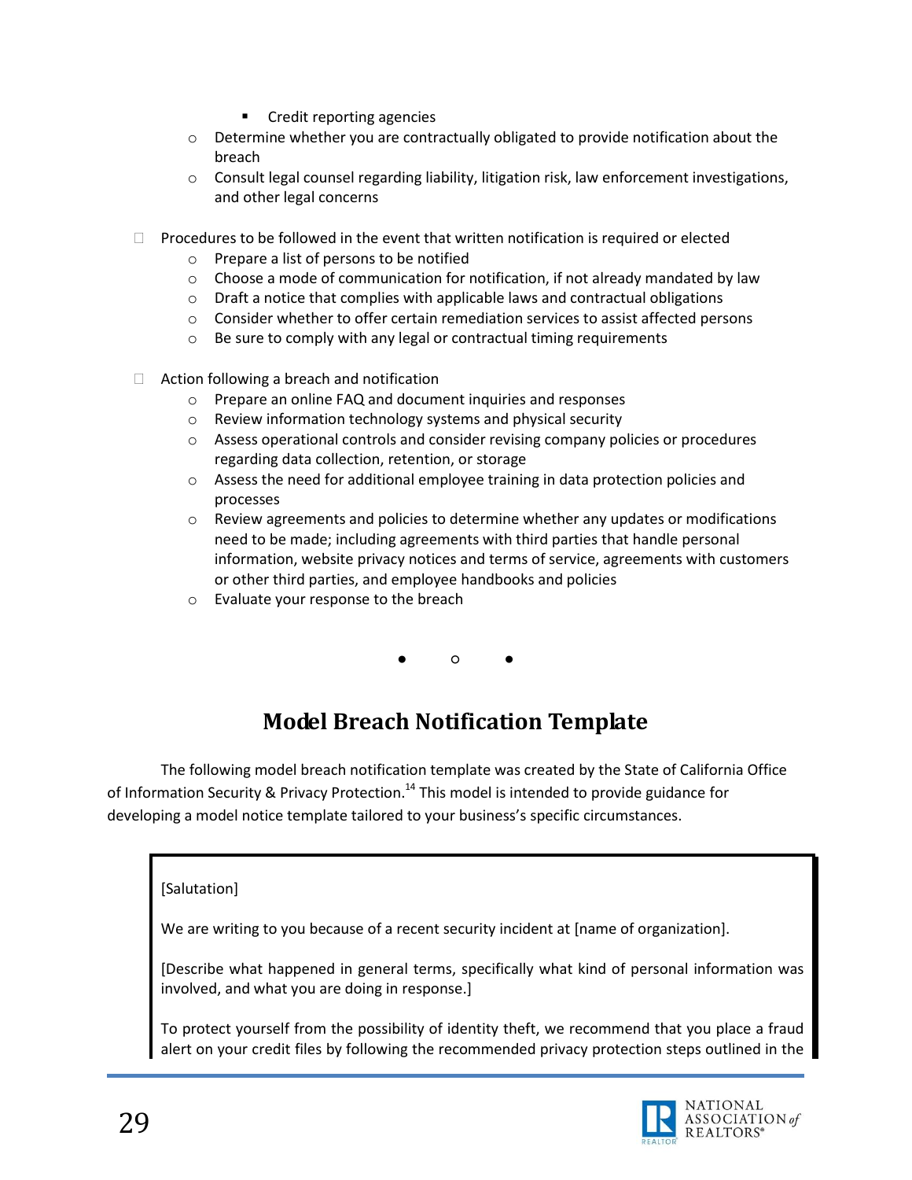- Credit reporting agencies
  - Determine whether you are contractually obligated to provide notification about the breach
  - Consult legal counsel regarding liability, litigation risk, law enforcement investigations, and other legal concerns

- Procedures to be followed in the event that written notification is required or elected
  - Prepare a list of persons to be notified
  - Choose a mode of communication for notification, if not already mandated by law
  - Draft a notice that complies with applicable laws and contractual obligations
  - Consider whether to offer certain remediation services to assist affected persons
  - Be sure to comply with any legal or contractual timing requirements

- Action following a breach and notification
  - Prepare an online FAQ and document inquiries and responses
  - Review information technology systems and physical security
  - Assess operational controls and consider revising company policies or procedures regarding data collection, retention, or storage
  - Assess the need for additional employee training in data protection policies and processes
  - Review agreements and policies to determine whether any updates or modifications need to be made; including agreements with third parties that handle personal information, website privacy notices and terms of service, agreements with customers or other third parties, and employee handbooks and policies
  - Evaluate your response to the breach

● ○ ●

## Model Breach Notification Template

The following model breach notification template was created by the State of California Office of Information Security & Privacy Protection.[14] This model is intended to provide guidance for developing a model notice template tailored to your business's specific circumstances.

> [Salutation]
>
> We are writing to you because of a recent security incident at [name of organization].
>
> [Describe what happened in general terms, specifically what kind of personal information was involved, and what you are doing in response.]
>
> To protect yourself from the possibility of identity theft, we recommend that you place a fraud alert on your credit files by following the recommended privacy protection steps outlined in the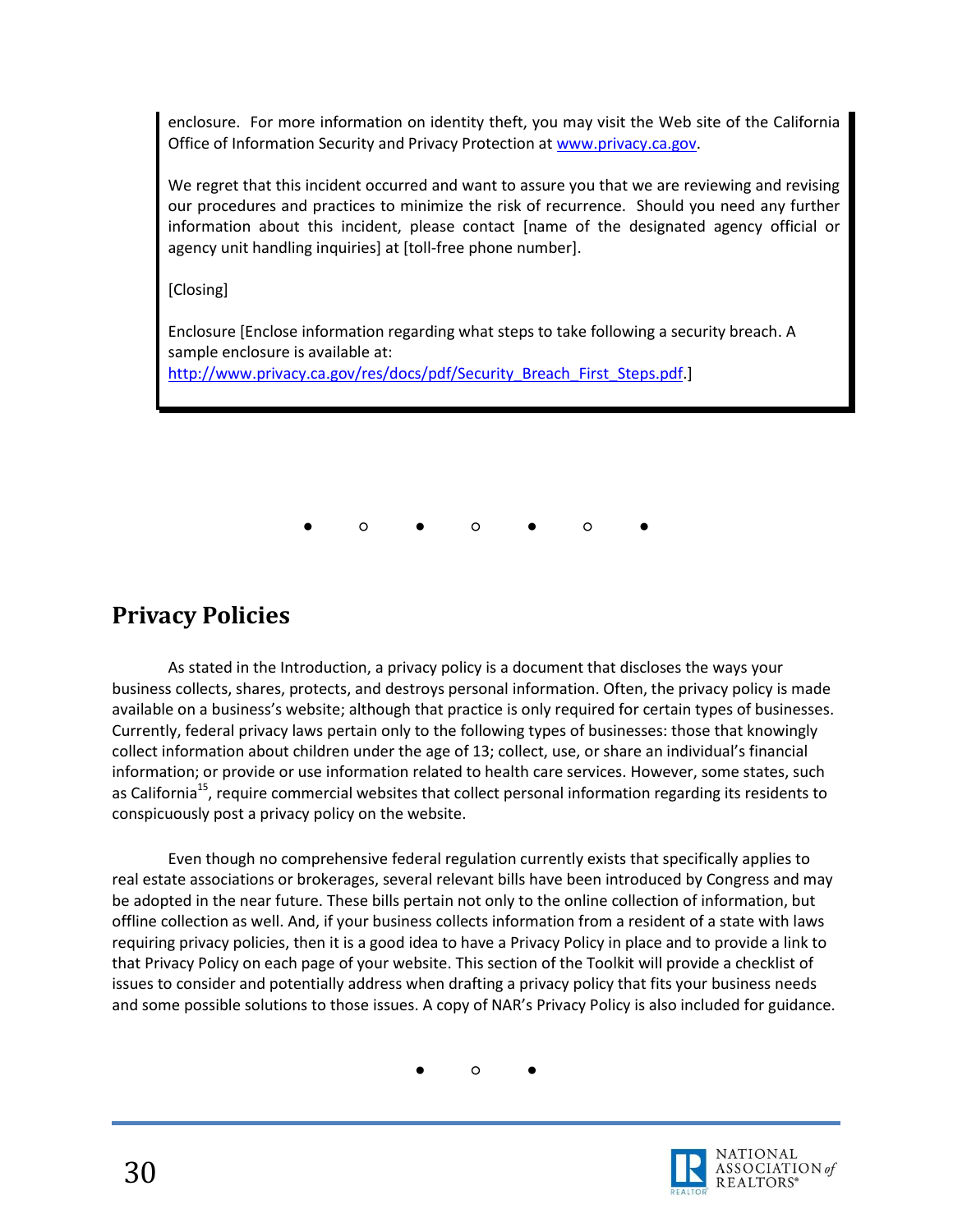enclosure. For more information on identity theft, you may visit the Web site of the California Office of Information Security and Privacy Protection at [www.privacy.ca.gov](http://www.privacy.ca.gov).

We regret that this incident occurred and want to assure you that we are reviewing and revising our procedures and practices to minimize the risk of recurrence. Should you need any further information about this incident, please contact [name of the designated agency official or agency unit handling inquiries] at [toll-free phone number].

[Closing]

Enclosure [Enclose information regarding what steps to take following a security breach. A sample enclosure is available at: [http://www.privacy.ca.gov/res/docs/pdf/Security_Breach_First_Steps.pdf](http://www.privacy.ca.gov/res/docs/pdf/Security_Breach_First_Steps.pdf).]

● ○ ● ○ ● ○ ●

## Privacy Policies

As stated in the Introduction, a privacy policy is a document that discloses the ways your business collects, shares, protects, and destroys personal information. Often, the privacy policy is made available on a business's website; although that practice is only required for certain types of businesses. Currently, federal privacy laws pertain only to the following types of businesses: those that knowingly collect information about children under the age of 13; collect, use, or share an individual's financial information; or provide or use information related to health care services. However, some states, such as California[15], require commercial websites that collect personal information regarding its residents to conspicuously post a privacy policy on the website.

Even though no comprehensive federal regulation currently exists that specifically applies to real estate associations or brokerages, several relevant bills have been introduced by Congress and may be adopted in the near future. These bills pertain not only to the online collection of information, but offline collection as well. And, if your business collects information from a resident of a state with laws requiring privacy policies, then it is a good idea to have a Privacy Policy in place and to provide a link to that Privacy Policy on each page of your website. This section of the Toolkit will provide a checklist of issues to consider and potentially address when drafting a privacy policy that fits your business needs and some possible solutions to those issues. A copy of NAR's Privacy Policy is also included for guidance.

● ○ ●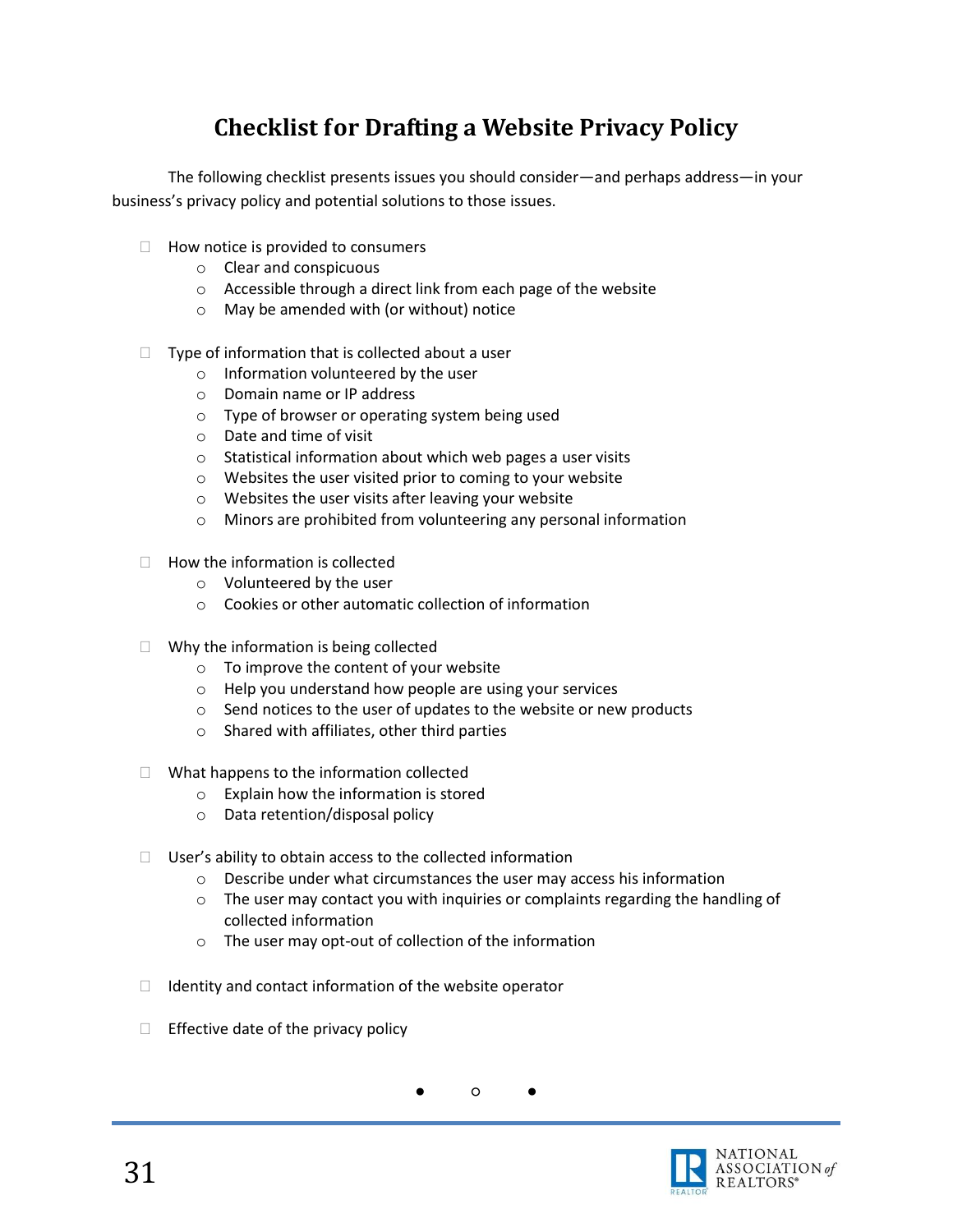# Checklist for Drafting a Website Privacy Policy

The following checklist presents issues you should consider—and perhaps address—in your business's privacy policy and potential solutions to those issues.

- ☐ How notice is provided to consumers
  - Clear and conspicuous
  - Accessible through a direct link from each page of the website
  - May be amended with (or without) notice

- ☐ Type of information that is collected about a user
  - Information volunteered by the user
  - Domain name or IP address
  - Type of browser or operating system being used
  - Date and time of visit
  - Statistical information about which web pages a user visits
  - Websites the user visited prior to coming to your website
  - Websites the user visits after leaving your website
  - Minors are prohibited from volunteering any personal information

- ☐ How the information is collected
  - Volunteered by the user
  - Cookies or other automatic collection of information

- ☐ Why the information is being collected
  - To improve the content of your website
  - Help you understand how people are using your services
  - Send notices to the user of updates to the website or new products
  - Shared with affiliates, other third parties

- ☐ What happens to the information collected
  - Explain how the information is stored
  - Data retention/disposal policy

- ☐ User's ability to obtain access to the collected information
  - Describe under what circumstances the user may access his information
  - The user may contact you with inquiries or complaints regarding the handling of collected information
  - The user may opt-out of collection of the information

- ☐ Identity and contact information of the website operator

- ☐ Effective date of the privacy policy

● ○ ●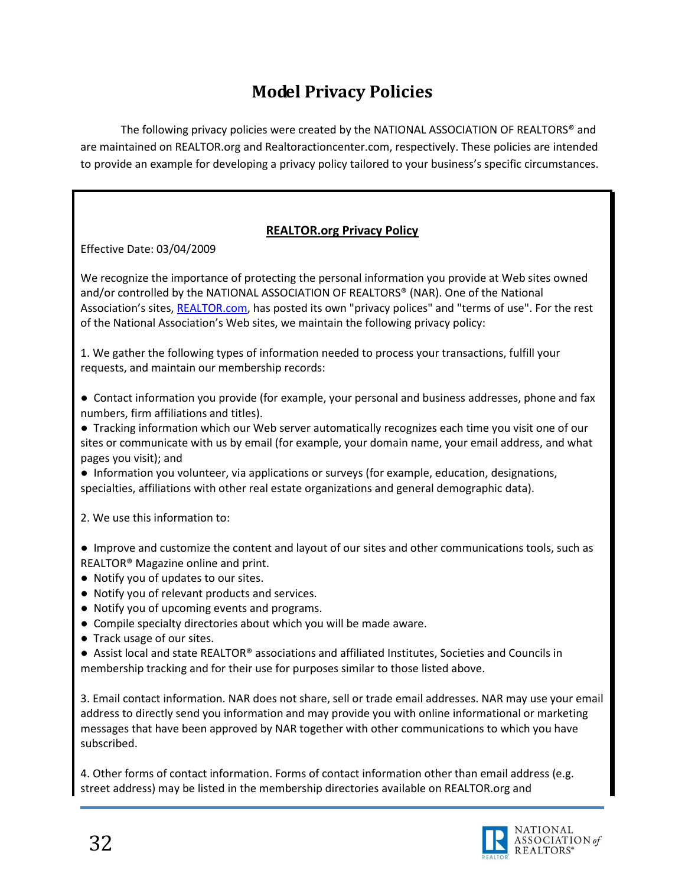# Model Privacy Policies

The following privacy policies were created by the NATIONAL ASSOCIATION OF REALTORS® and are maintained on REALTOR.org and Realtoractioncenter.com, respectively. These policies are intended to provide an example for developing a privacy policy tailored to your business's specific circumstances.

## REALTOR.org Privacy Policy

Effective Date: 03/04/2009

We recognize the importance of protecting the personal information you provide at Web sites owned and/or controlled by the NATIONAL ASSOCIATION OF REALTORS® (NAR). One of the National Association's sites, [REALTOR.com](REALTOR.com), has posted its own "privacy polices" and "terms of use". For the rest of the National Association's Web sites, we maintain the following privacy policy:

1. We gather the following types of information needed to process your transactions, fulfill your requests, and maintain our membership records:

- Contact information you provide (for example, your personal and business addresses, phone and fax numbers, firm affiliations and titles).
- Tracking information which our Web server automatically recognizes each time you visit one of our sites or communicate with us by email (for example, your domain name, your email address, and what pages you visit); and
- Information you volunteer, via applications or surveys (for example, education, designations, specialties, affiliations with other real estate organizations and general demographic data).

2. We use this information to:

- Improve and customize the content and layout of our sites and other communications tools, such as REALTOR® Magazine online and print.
- Notify you of updates to our sites.
- Notify you of relevant products and services.
- Notify you of upcoming events and programs.
- Compile specialty directories about which you will be made aware.
- Track usage of our sites.
- Assist local and state REALTOR® associations and affiliated Institutes, Societies and Councils in membership tracking and for their use for purposes similar to those listed above.

3. Email contact information. NAR does not share, sell or trade email addresses. NAR may use your email address to directly send you information and may provide you with online informational or marketing messages that have been approved by NAR together with other communications to which you have subscribed.

4. Other forms of contact information. Forms of contact information other than email address (e.g. street address) may be listed in the membership directories available on REALTOR.org and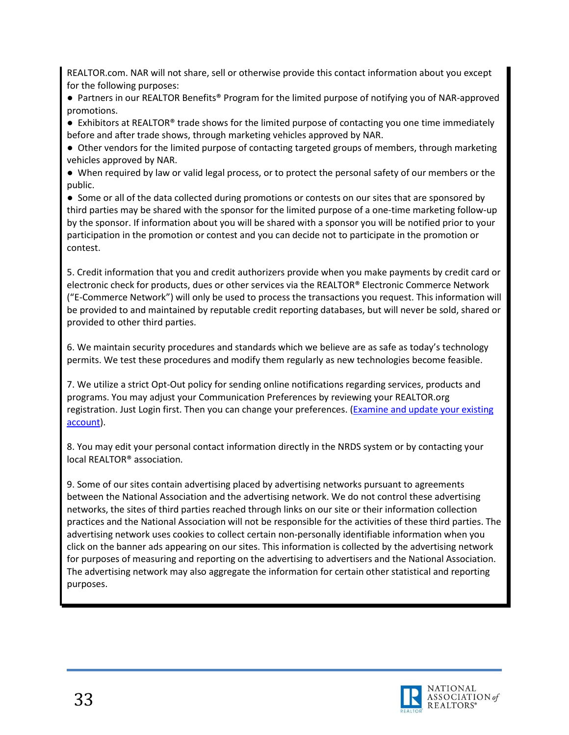REALTOR.com. NAR will not share, sell or otherwise provide this contact information about you except for the following purposes:

- Partners in our REALTOR Benefits® Program for the limited purpose of notifying you of NAR-approved promotions.
- Exhibitors at REALTOR® trade shows for the limited purpose of contacting you one time immediately before and after trade shows, through marketing vehicles approved by NAR.
- Other vendors for the limited purpose of contacting targeted groups of members, through marketing vehicles approved by NAR.
- When required by law or valid legal process, or to protect the personal safety of our members or the public.
- Some or all of the data collected during promotions or contests on our sites that are sponsored by third parties may be shared with the sponsor for the limited purpose of a one-time marketing follow-up by the sponsor. If information about you will be shared with a sponsor you will be notified prior to your participation in the promotion or contest and you can decide not to participate in the promotion or contest.

5. Credit information that you and credit authorizers provide when you make payments by credit card or electronic check for products, dues or other services via the REALTOR® Electronic Commerce Network ("E-Commerce Network") will only be used to process the transactions you request. This information will be provided to and maintained by reputable credit reporting databases, but will never be sold, shared or provided to other third parties.

6. We maintain security procedures and standards which we believe are as safe as today's technology permits. We test these procedures and modify them regularly as new technologies become feasible.

7. We utilize a strict Opt-Out policy for sending online notifications regarding services, products and programs. You may adjust your Communication Preferences by reviewing your REALTOR.org registration. Just Login first. Then you can change your preferences. (Examine and update your existing account).

8. You may edit your personal contact information directly in the NRDS system or by contacting your local REALTOR® association.

9. Some of our sites contain advertising placed by advertising networks pursuant to agreements between the National Association and the advertising network. We do not control these advertising networks, the sites of third parties reached through links on our site or their information collection practices and the National Association will not be responsible for the activities of these third parties. The advertising network uses cookies to collect certain non-personally identifiable information when you click on the banner ads appearing on our sites. This information is collected by the advertising network for purposes of measuring and reporting on the advertising to advertisers and the National Association. The advertising network may also aggregate the information for certain other statistical and reporting purposes.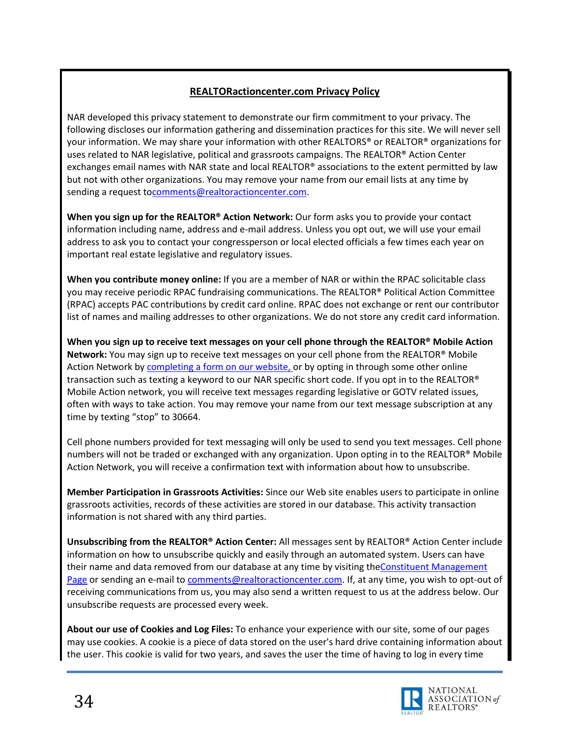**REALTORactioncenter.com Privacy Policy**

NAR developed this privacy statement to demonstrate our firm commitment to your privacy. The following discloses our information gathering and dissemination practices for this site. We will never sell your information. We may share your information with other REALTORS® or REALTOR® organizations for uses related to NAR legislative, political and grassroots campaigns. The REALTOR® Action Center exchanges email names with NAR state and local REALTOR® associations to the extent permitted by law but not with other organizations. You may remove your name from our email lists at any time by sending a request tocomments@realtoractioncenter.com.

**When you sign up for the REALTOR® Action Network:** Our form asks you to provide your contact information including name, address and e-mail address. Unless you opt out, we will use your email address to ask you to contact your congressperson or local elected officials a few times each year on important real estate legislative and regulatory issues.

**When you contribute money online:** If you are a member of NAR or within the RPAC solicitable class you may receive periodic RPAC fundraising communications. The REALTOR® Political Action Committee (RPAC) accepts PAC contributions by credit card online. RPAC does not exchange or rent our contributor list of names and mailing addresses to other organizations. We do not store any credit card information.

**When you sign up to receive text messages on your cell phone through the REALTOR® Mobile Action Network:** You may sign up to receive text messages on your cell phone from the REALTOR® Mobile Action Network by completing a form on our website, or by opting in through some other online transaction such as texting a keyword to our NAR specific short code. If you opt in to the REALTOR® Mobile Action network, you will receive text messages regarding legislative or GOTV related issues, often with ways to take action. You may remove your name from our text message subscription at any time by texting "stop" to 30664.

Cell phone numbers provided for text messaging will only be used to send you text messages. Cell phone numbers will not be traded or exchanged with any organization. Upon opting in to the REALTOR® Mobile Action Network, you will receive a confirmation text with information about how to unsubscribe.

**Member Participation in Grassroots Activities:** Since our Web site enables users to participate in online grassroots activities, records of these activities are stored in our database. This activity transaction information is not shared with any third parties.

**Unsubscribing from the REALTOR® Action Center:** All messages sent by REALTOR® Action Center include information on how to unsubscribe quickly and easily through an automated system. Users can have their name and data removed from our database at any time by visiting theConstituent Management Page or sending an e-mail to comments@realtoractioncenter.com. If, at any time, you wish to opt-out of receiving communications from us, you may also send a written request to us at the address below. Our unsubscribe requests are processed every week.

**About our use of Cookies and Log Files:** To enhance your experience with our site, some of our pages may use cookies. A cookie is a piece of data stored on the user's hard drive containing information about the user. This cookie is valid for two years, and saves the user the time of having to log in every time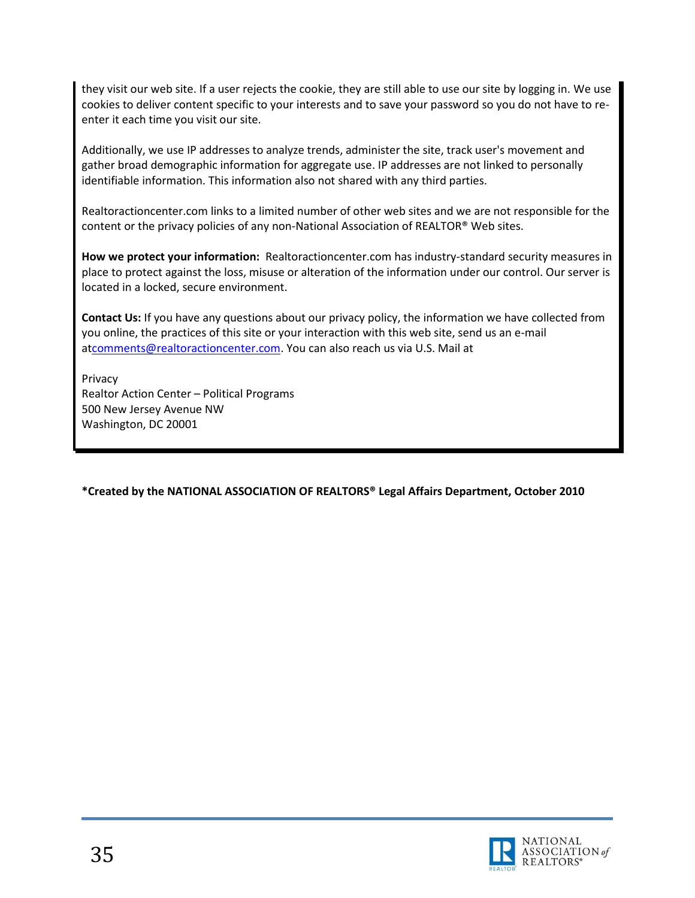they visit our web site. If a user rejects the cookie, they are still able to use our site by logging in. We use cookies to deliver content specific to your interests and to save your password so you do not have to re-enter it each time you visit our site.

Additionally, we use IP addresses to analyze trends, administer the site, track user's movement and gather broad demographic information for aggregate use. IP addresses are not linked to personally identifiable information. This information also not shared with any third parties.

Realtoractioncenter.com links to a limited number of other web sites and we are not responsible for the content or the privacy policies of any non-National Association of REALTOR® Web sites.

**How we protect your information:** Realtoractioncenter.com has industry-standard security measures in place to protect against the loss, misuse or alteration of the information under our control. Our server is located in a locked, secure environment.

**Contact Us:** If you have any questions about our privacy policy, the information we have collected from you online, the practices of this site or your interaction with this web site, send us an e-mail atcomments@realtoractioncenter.com. You can also reach us via U.S. Mail at

Privacy  
Realtor Action Center – Political Programs  
500 New Jersey Avenue NW  
Washington, DC 20001

**\*Created by the NATIONAL ASSOCIATION OF REALTORS® Legal Affairs Department, October 2010**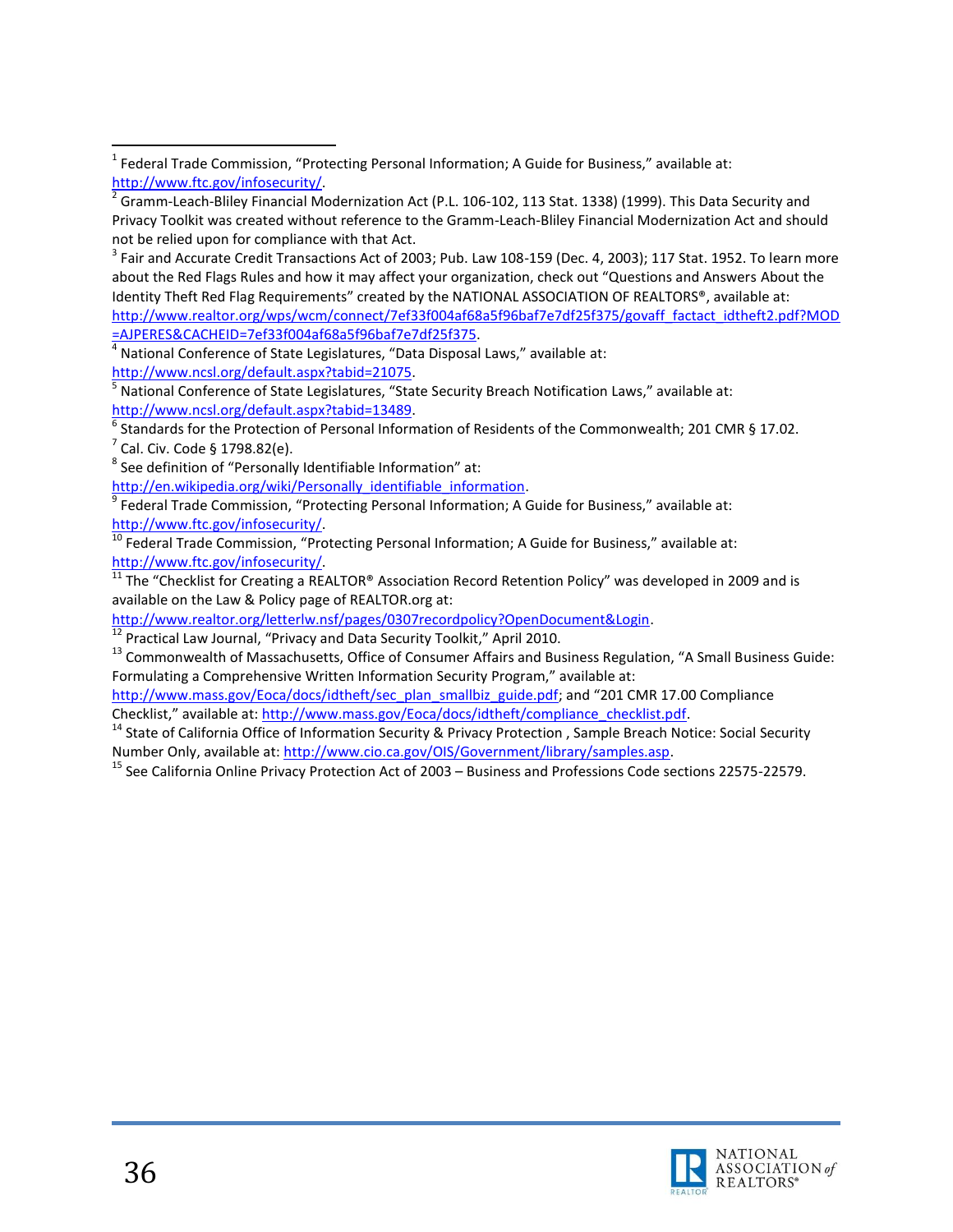[1] Federal Trade Commission, "Protecting Personal Information; A Guide for Business," available at: http://www.ftc.gov/infosecurity/.

[2] Gramm-Leach-Bliley Financial Modernization Act (P.L. 106-102, 113 Stat. 1338) (1999). This Data Security and Privacy Toolkit was created without reference to the Gramm-Leach-Bliley Financial Modernization Act and should not be relied upon for compliance with that Act.

[3] Fair and Accurate Credit Transactions Act of 2003; Pub. Law 108-159 (Dec. 4, 2003); 117 Stat. 1952. To learn more about the Red Flags Rules and how it may affect your organization, check out "Questions and Answers About the Identity Theft Red Flag Requirements" created by the NATIONAL ASSOCIATION OF REALTORS®, available at: http://www.realtor.org/wps/wcm/connect/7ef33f004af68a5f96baf7e7df25f375/govaff_factact_idtheft2.pdf?MOD=AJPERES&CACHEID=7ef33f004af68a5f96baf7e7df25f375.

[4] National Conference of State Legislatures, "Data Disposal Laws," available at: http://www.ncsl.org/default.aspx?tabid=21075.

[5] National Conference of State Legislatures, "State Security Breach Notification Laws," available at: http://www.ncsl.org/default.aspx?tabid=13489.

[6] Standards for the Protection of Personal Information of Residents of the Commonwealth; 201 CMR § 17.02.

[7] Cal. Civ. Code § 1798.82(e).

[8] See definition of "Personally Identifiable Information" at: http://en.wikipedia.org/wiki/Personally_identifiable_information.

[9] Federal Trade Commission, "Protecting Personal Information; A Guide for Business," available at: http://www.ftc.gov/infosecurity/.

[10] Federal Trade Commission, "Protecting Personal Information; A Guide for Business," available at: http://www.ftc.gov/infosecurity/.

[11] The "Checklist for Creating a REALTOR® Association Record Retention Policy" was developed in 2009 and is available on the Law & Policy page of REALTOR.org at: http://www.realtor.org/letterlw.nsf/pages/0307recordpolicy?OpenDocument&Login.

[12] Practical Law Journal, "Privacy and Data Security Toolkit," April 2010.

[13] Commonwealth of Massachusetts, Office of Consumer Affairs and Business Regulation, "A Small Business Guide: Formulating a Comprehensive Written Information Security Program," available at: http://www.mass.gov/Eoca/docs/idtheft/sec_plan_smallbiz_guide.pdf; and "201 CMR 17.00 Compliance Checklist," available at: http://www.mass.gov/Eoca/docs/idtheft/compliance_checklist.pdf.

[14] State of California Office of Information Security & Privacy Protection , Sample Breach Notice: Social Security Number Only, available at: http://www.cio.ca.gov/OIS/Government/library/samples.asp.

[15] See California Online Privacy Protection Act of 2003 – Business and Professions Code sections 22575-22579.